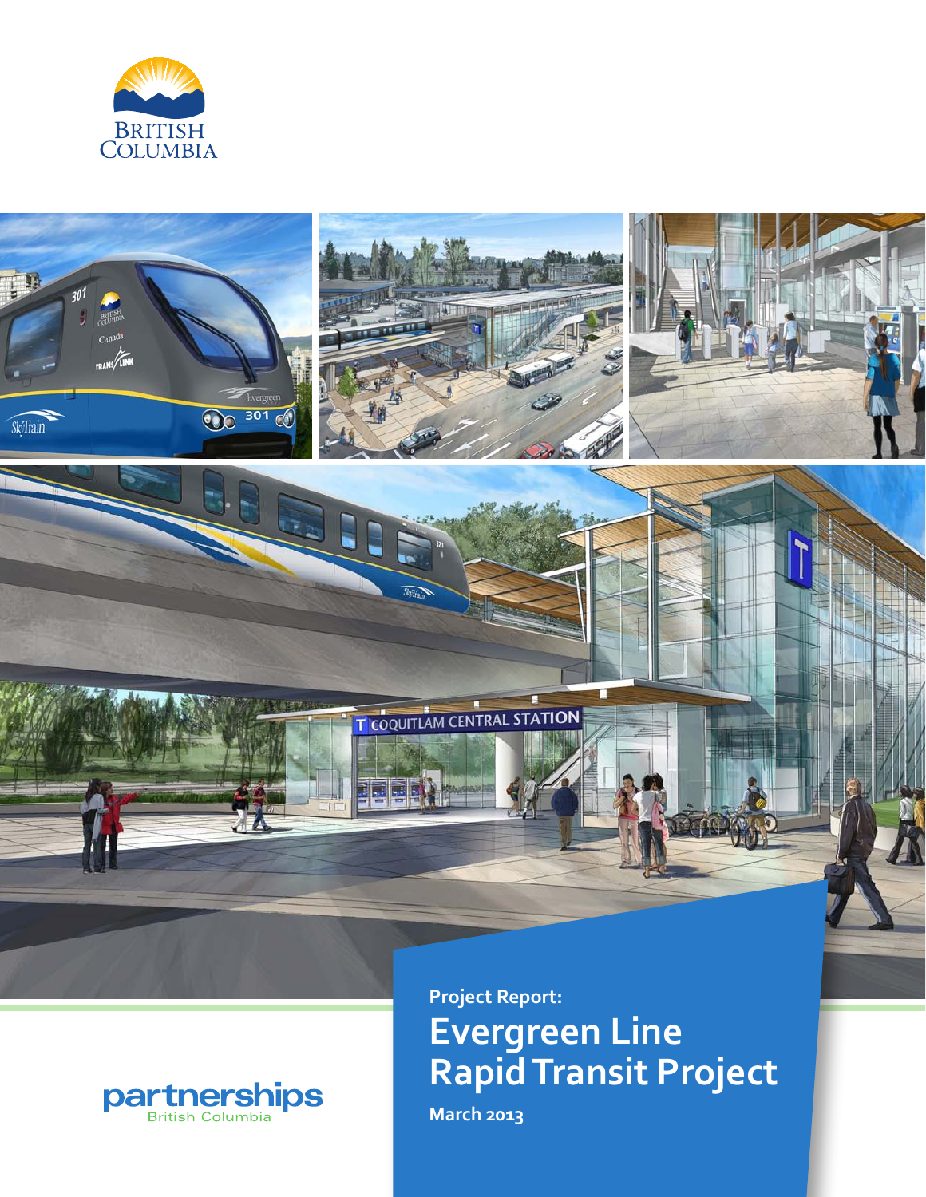BRITISH COLUMBIA

Project Report:

# Evergreen Line Rapid Transit Project

March 2013

partnerships British Columbia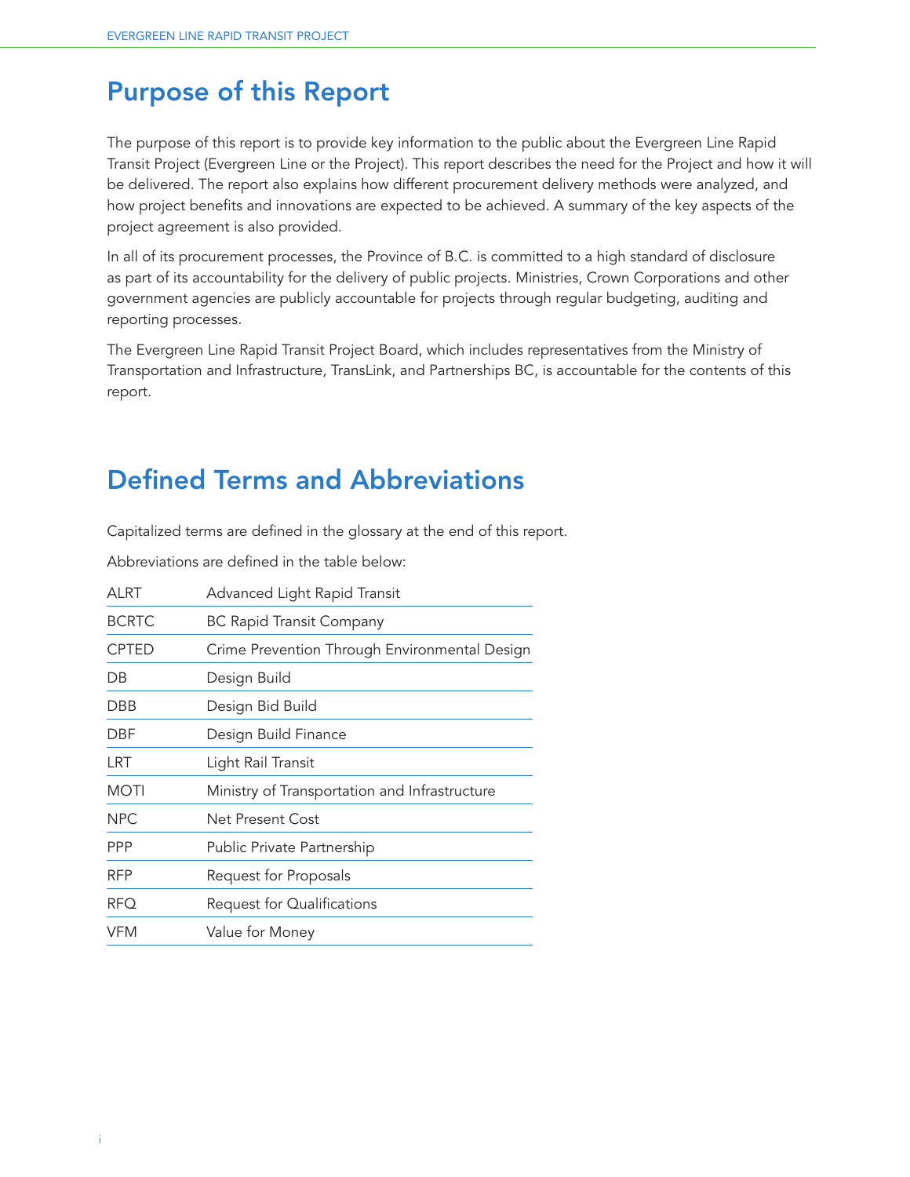## Purpose of this Report

The purpose of this report is to provide key information to the public about the Evergreen Line Rapid Transit Project (Evergreen Line or the Project). This report describes the need for the Project and how it will be delivered. The report also explains how different procurement delivery methods were analyzed, and how project benefits and innovations are expected to be achieved. A summary of the key aspects of the project agreement is also provided.

In all of its procurement processes, the Province of B.C. is committed to a high standard of disclosure as part of its accountability for the delivery of public projects. Ministries, Crown Corporations and other government agencies are publicly accountable for projects through regular budgeting, auditing and reporting processes.

The Evergreen Line Rapid Transit Project Board, which includes representatives from the Ministry of Transportation and Infrastructure, TransLink, and Partnerships BC, is accountable for the contents of this report.

## Defined Terms and Abbreviations

Capitalized terms are defined in the glossary at the end of this report.

Abbreviations are defined in the table below:

| | |
|---|---|
| ALRT | Advanced Light Rapid Transit |
| BCRTC | BC Rapid Transit Company |
| CPTED | Crime Prevention Through Environmental Design |
| DB | Design Build |
| DBB | Design Bid Build |
| DBF | Design Build Finance |
| LRT | Light Rail Transit |
| MOTI | Ministry of Transportation and Infrastructure |
| NPC | Net Present Cost |
| PPP | Public Private Partnership |
| RFP | Request for Proposals |
| RFQ | Request for Qualifications |
| VFM | Value for Money |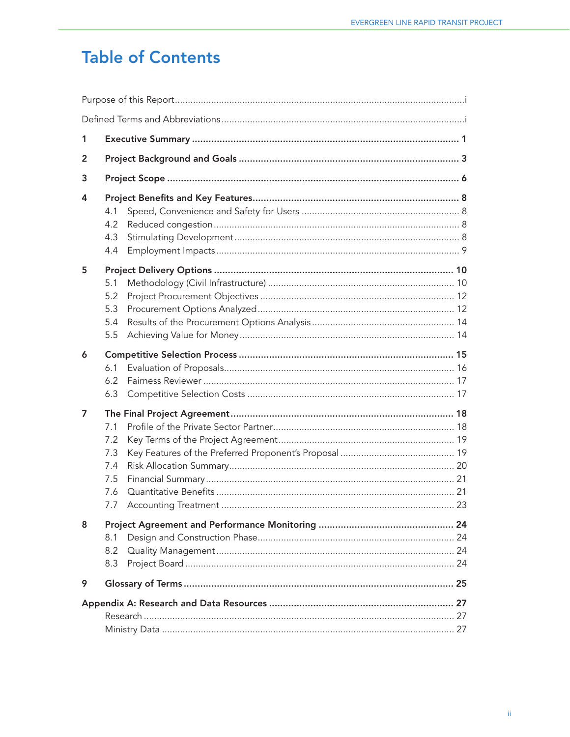# Table of Contents

| | | |
|---|---|---|
| Purpose of this Report | | i |
| Defined Terms and Abbreviations | | i |
| **1** | **Executive Summary** | **1** |
| **2** | **Project Background and Goals** | **3** |
| **3** | **Project Scope** | **6** |
| **4** | **Project Benefits and Key Features** | **8** |
| | 4.1 Speed, Convenience and Safety for Users | 8 |
| | 4.2 Reduced congestion | 8 |
| | 4.3 Stimulating Development | 8 |
| | 4.4 Employment Impacts | 9 |
| **5** | **Project Delivery Options** | **10** |
| | 5.1 Methodology (Civil Infrastructure) | 10 |
| | 5.2 Project Procurement Objectives | 12 |
| | 5.3 Procurement Options Analyzed | 12 |
| | 5.4 Results of the Procurement Options Analysis | 14 |
| | 5.5 Achieving Value for Money | 14 |
| **6** | **Competitive Selection Process** | **15** |
| | 6.1 Evaluation of Proposals | 16 |
| | 6.2 Fairness Reviewer | 17 |
| | 6.3 Competitive Selection Costs | 17 |
| **7** | **The Final Project Agreement** | **18** |
| | 7.1 Profile of the Private Sector Partner | 18 |
| | 7.2 Key Terms of the Project Agreement | 19 |
| | 7.3 Key Features of the Preferred Proponent's Proposal | 19 |
| | 7.4 Risk Allocation Summary | 20 |
| | 7.5 Financial Summary | 21 |
| | 7.6 Quantitative Benefits | 21 |
| | 7.7 Accounting Treatment | 23 |
| **8** | **Project Agreement and Performance Monitoring** | **24** |
| | 8.1 Design and Construction Phase | 24 |
| | 8.2 Quality Management | 24 |
| | 8.3 Project Board | 24 |
| **9** | **Glossary of Terms** | **25** |
| **Appendix A: Research and Data Resources** | | **27** |
| | Research | 27 |
| | Ministry Data | 27 |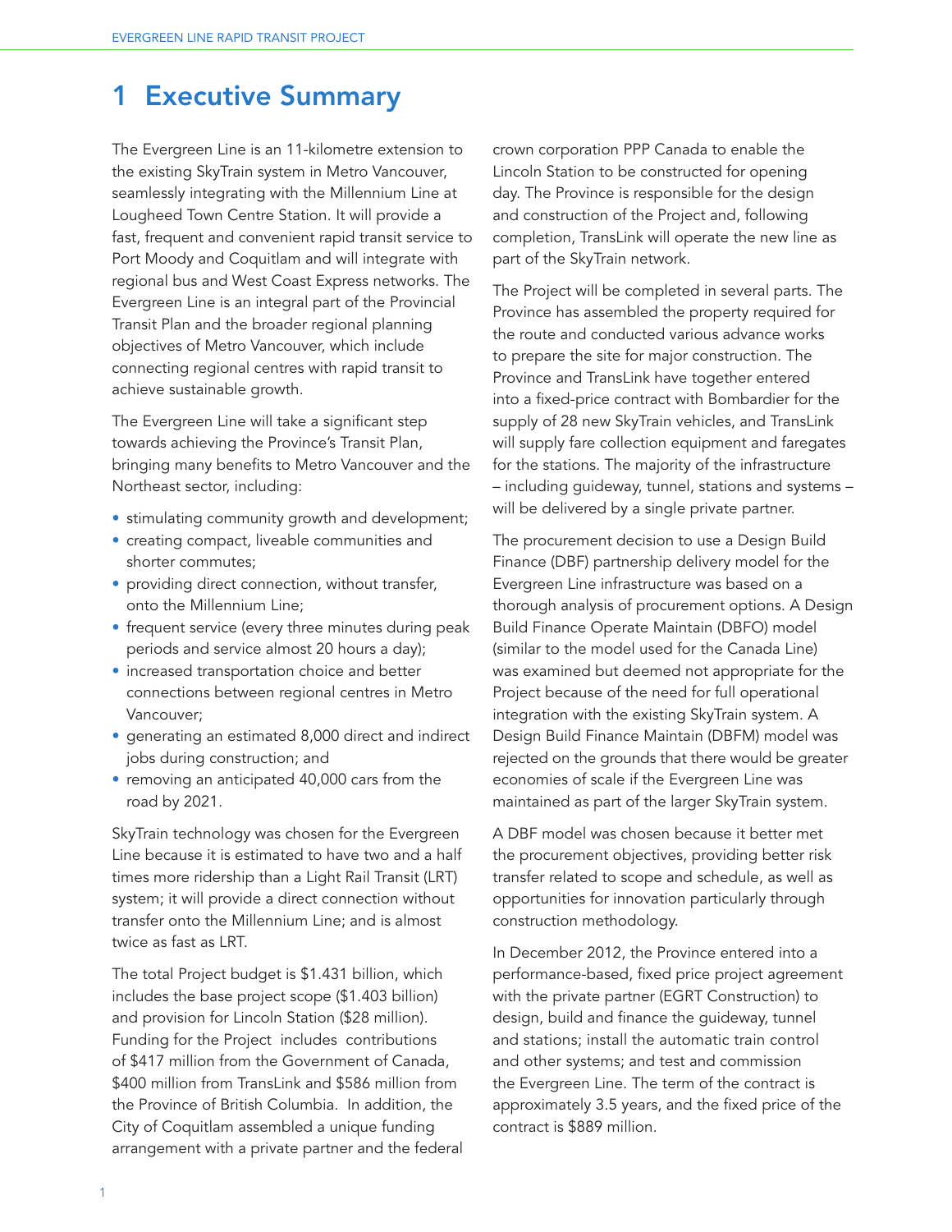# 1 Executive Summary

The Evergreen Line is an 11-kilometre extension to the existing SkyTrain system in Metro Vancouver, seamlessly integrating with the Millennium Line at Lougheed Town Centre Station. It will provide a fast, frequent and convenient rapid transit service to Port Moody and Coquitlam and will integrate with regional bus and West Coast Express networks. The Evergreen Line is an integral part of the Provincial Transit Plan and the broader regional planning objectives of Metro Vancouver, which include connecting regional centres with rapid transit to achieve sustainable growth.

The Evergreen Line will take a significant step towards achieving the Province's Transit Plan, bringing many benefits to Metro Vancouver and the Northeast sector, including:

- stimulating community growth and development;
- creating compact, liveable communities and shorter commutes;
- providing direct connection, without transfer, onto the Millennium Line;
- frequent service (every three minutes during peak periods and service almost 20 hours a day);
- increased transportation choice and better connections between regional centres in Metro Vancouver;
- generating an estimated 8,000 direct and indirect jobs during construction; and
- removing an anticipated 40,000 cars from the road by 2021.

SkyTrain technology was chosen for the Evergreen Line because it is estimated to have two and a half times more ridership than a Light Rail Transit (LRT) system; it will provide a direct connection without transfer onto the Millennium Line; and is almost twice as fast as LRT.

The total Project budget is $1.431 billion, which includes the base project scope ($1.403 billion) and provision for Lincoln Station ($28 million). Funding for the Project includes contributions of $417 million from the Government of Canada, $400 million from TransLink and $586 million from the Province of British Columbia. In addition, the City of Coquitlam assembled a unique funding arrangement with a private partner and the federal crown corporation PPP Canada to enable the Lincoln Station to be constructed for opening day. The Province is responsible for the design and construction of the Project and, following completion, TransLink will operate the new line as part of the SkyTrain network.

The Project will be completed in several parts. The Province has assembled the property required for the route and conducted various advance works to prepare the site for major construction. The Province and TransLink have together entered into a fixed-price contract with Bombardier for the supply of 28 new SkyTrain vehicles, and TransLink will supply fare collection equipment and faregates for the stations. The majority of the infrastructure – including guideway, tunnel, stations and systems – will be delivered by a single private partner.

The procurement decision to use a Design Build Finance (DBF) partnership delivery model for the Evergreen Line infrastructure was based on a thorough analysis of procurement options. A Design Build Finance Operate Maintain (DBFO) model (similar to the model used for the Canada Line) was examined but deemed not appropriate for the Project because of the need for full operational integration with the existing SkyTrain system. A Design Build Finance Maintain (DBFM) model was rejected on the grounds that there would be greater economies of scale if the Evergreen Line was maintained as part of the larger SkyTrain system.

A DBF model was chosen because it better met the procurement objectives, providing better risk transfer related to scope and schedule, as well as opportunities for innovation particularly through construction methodology.

In December 2012, the Province entered into a performance-based, fixed price project agreement with the private partner (EGRT Construction) to design, build and finance the guideway, tunnel and stations; install the automatic train control and other systems; and test and commission the Evergreen Line. The term of the contract is approximately 3.5 years, and the fixed price of the contract is $889 million.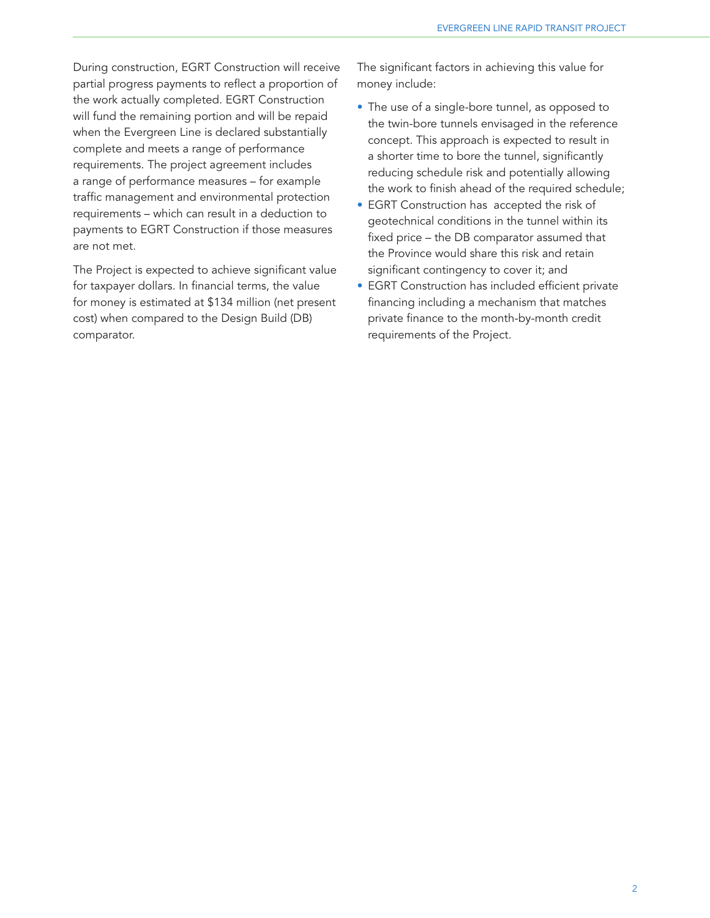During construction, EGRT Construction will receive partial progress payments to reflect a proportion of the work actually completed. EGRT Construction will fund the remaining portion and will be repaid when the Evergreen Line is declared substantially complete and meets a range of performance requirements. The project agreement includes a range of performance measures – for example traffic management and environmental protection requirements – which can result in a deduction to payments to EGRT Construction if those measures are not met.

The Project is expected to achieve significant value for taxpayer dollars. In financial terms, the value for money is estimated at $134 million (net present cost) when compared to the Design Build (DB) comparator.

The significant factors in achieving this value for money include:

- The use of a single-bore tunnel, as opposed to the twin-bore tunnels envisaged in the reference concept. This approach is expected to result in a shorter time to bore the tunnel, significantly reducing schedule risk and potentially allowing the work to finish ahead of the required schedule;
- EGRT Construction has accepted the risk of geotechnical conditions in the tunnel within its fixed price – the DB comparator assumed that the Province would share this risk and retain significant contingency to cover it; and
- EGRT Construction has included efficient private financing including a mechanism that matches private finance to the month-by-month credit requirements of the Project.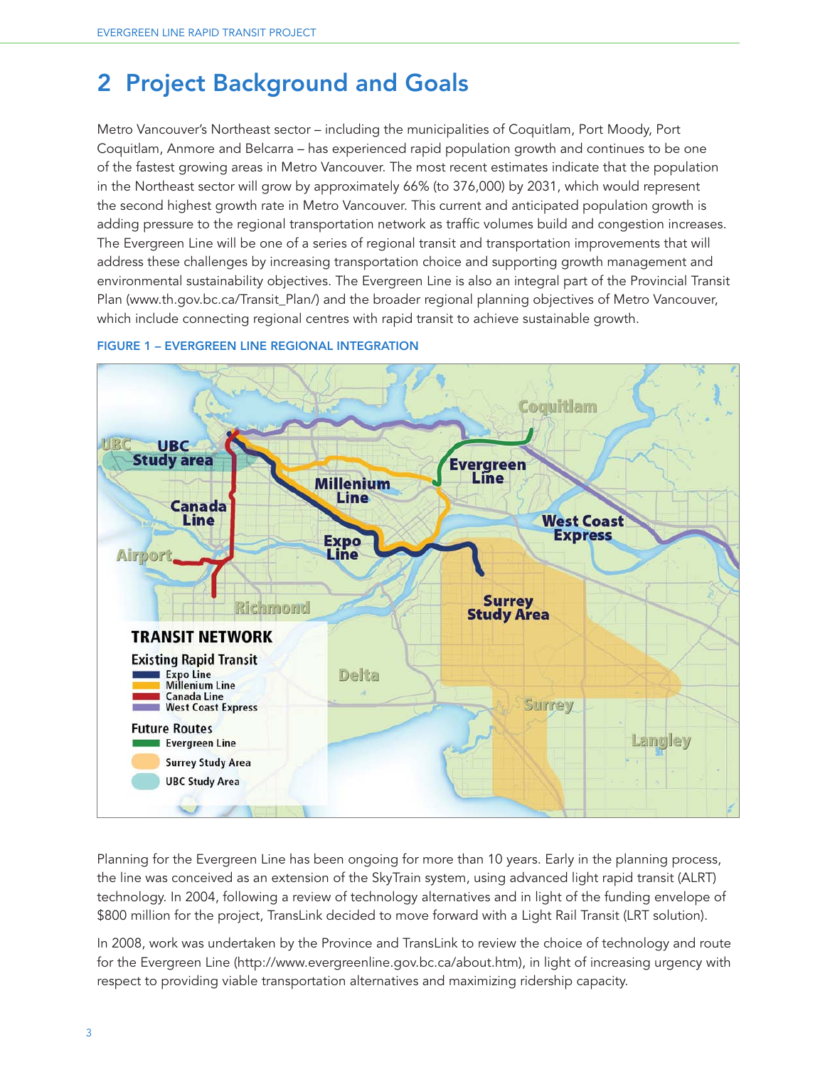# 2 Project Background and Goals

Metro Vancouver's Northeast sector – including the municipalities of Coquitlam, Port Moody, Port Coquitlam, Anmore and Belcarra – has experienced rapid population growth and continues to be one of the fastest growing areas in Metro Vancouver. The most recent estimates indicate that the population in the Northeast sector will grow by approximately 66% (to 376,000) by 2031, which would represent the second highest growth rate in Metro Vancouver. This current and anticipated population growth is adding pressure to the regional transportation network as traffic volumes build and congestion increases. The Evergreen Line will be one of a series of regional transit and transportation improvements that will address these challenges by increasing transportation choice and supporting growth management and environmental sustainability objectives. The Evergreen Line is also an integral part of the Provincial Transit Plan (www.th.gov.bc.ca/Transit_Plan/) and the broader regional planning objectives of Metro Vancouver, which include connecting regional centres with rapid transit to achieve sustainable growth.

FIGURE 1 – EVERGREEN LINE REGIONAL INTEGRATION

Planning for the Evergreen Line has been ongoing for more than 10 years. Early in the planning process, the line was conceived as an extension of the SkyTrain system, using advanced light rapid transit (ALRT) technology. In 2004, following a review of technology alternatives and in light of the funding envelope of $800 million for the project, TransLink decided to move forward with a Light Rail Transit (LRT solution).

In 2008, work was undertaken by the Province and TransLink to review the choice of technology and route for the Evergreen Line (http://www.evergreenline.gov.bc.ca/about.htm), in light of increasing urgency with respect to providing viable transportation alternatives and maximizing ridership capacity.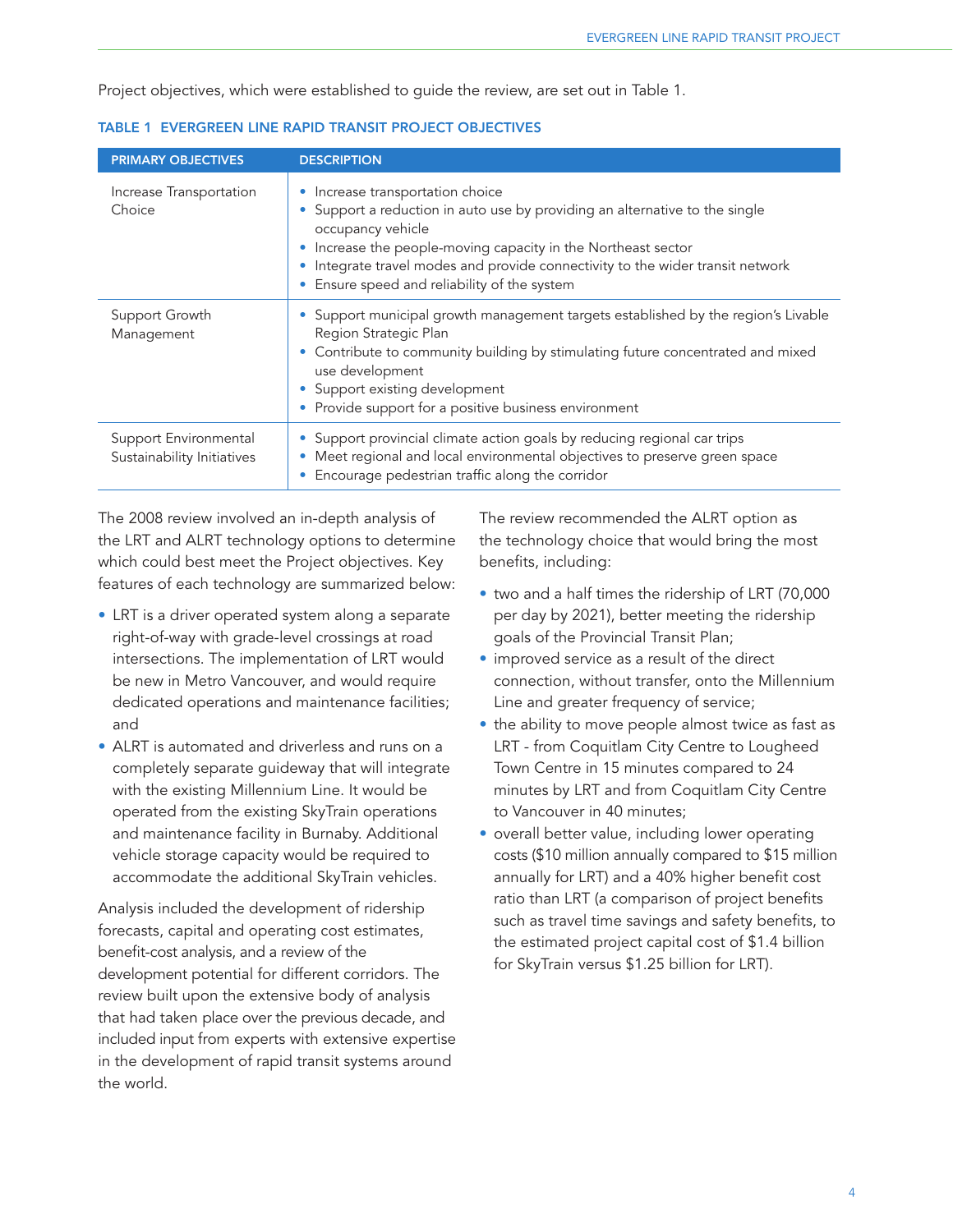Project objectives, which were established to guide the review, are set out in Table 1.

**TABLE 1 EVERGREEN LINE RAPID TRANSIT PROJECT OBJECTIVES**

| PRIMARY OBJECTIVES | DESCRIPTION |
|---|---|
| Increase Transportation Choice | • Increase transportation choice<br>• Support a reduction in auto use by providing an alternative to the single occupancy vehicle<br>• Increase the people-moving capacity in the Northeast sector<br>• Integrate travel modes and provide connectivity to the wider transit network<br>• Ensure speed and reliability of the system |
| Support Growth Management | • Support municipal growth management targets established by the region's Livable Region Strategic Plan<br>• Contribute to community building by stimulating future concentrated and mixed use development<br>• Support existing development<br>• Provide support for a positive business environment |
| Support Environmental Sustainability Initiatives | • Support provincial climate action goals by reducing regional car trips<br>• Meet regional and local environmental objectives to preserve green space<br>• Encourage pedestrian traffic along the corridor |

The 2008 review involved an in-depth analysis of the LRT and ALRT technology options to determine which could best meet the Project objectives. Key features of each technology are summarized below:

- LRT is a driver operated system along a separate right-of-way with grade-level crossings at road intersections. The implementation of LRT would be new in Metro Vancouver, and would require dedicated operations and maintenance facilities; and
- ALRT is automated and driverless and runs on a completely separate guideway that will integrate with the existing Millennium Line. It would be operated from the existing SkyTrain operations and maintenance facility in Burnaby. Additional vehicle storage capacity would be required to accommodate the additional SkyTrain vehicles.

Analysis included the development of ridership forecasts, capital and operating cost estimates, benefit-cost analysis, and a review of the development potential for different corridors. The review built upon the extensive body of analysis that had taken place over the previous decade, and included input from experts with extensive expertise in the development of rapid transit systems around the world.

The review recommended the ALRT option as the technology choice that would bring the most benefits, including:

- two and a half times the ridership of LRT (70,000 per day by 2021), better meeting the ridership goals of the Provincial Transit Plan;
- improved service as a result of the direct connection, without transfer, onto the Millennium Line and greater frequency of service;
- the ability to move people almost twice as fast as LRT - from Coquitlam City Centre to Lougheed Town Centre in 15 minutes compared to 24 minutes by LRT and from Coquitlam City Centre to Vancouver in 40 minutes;
- overall better value, including lower operating costs ($10 million annually compared to $15 million annually for LRT) and a 40% higher benefit cost ratio than LRT (a comparison of project benefits such as travel time savings and safety benefits, to the estimated project capital cost of $1.4 billion for SkyTrain versus $1.25 billion for LRT).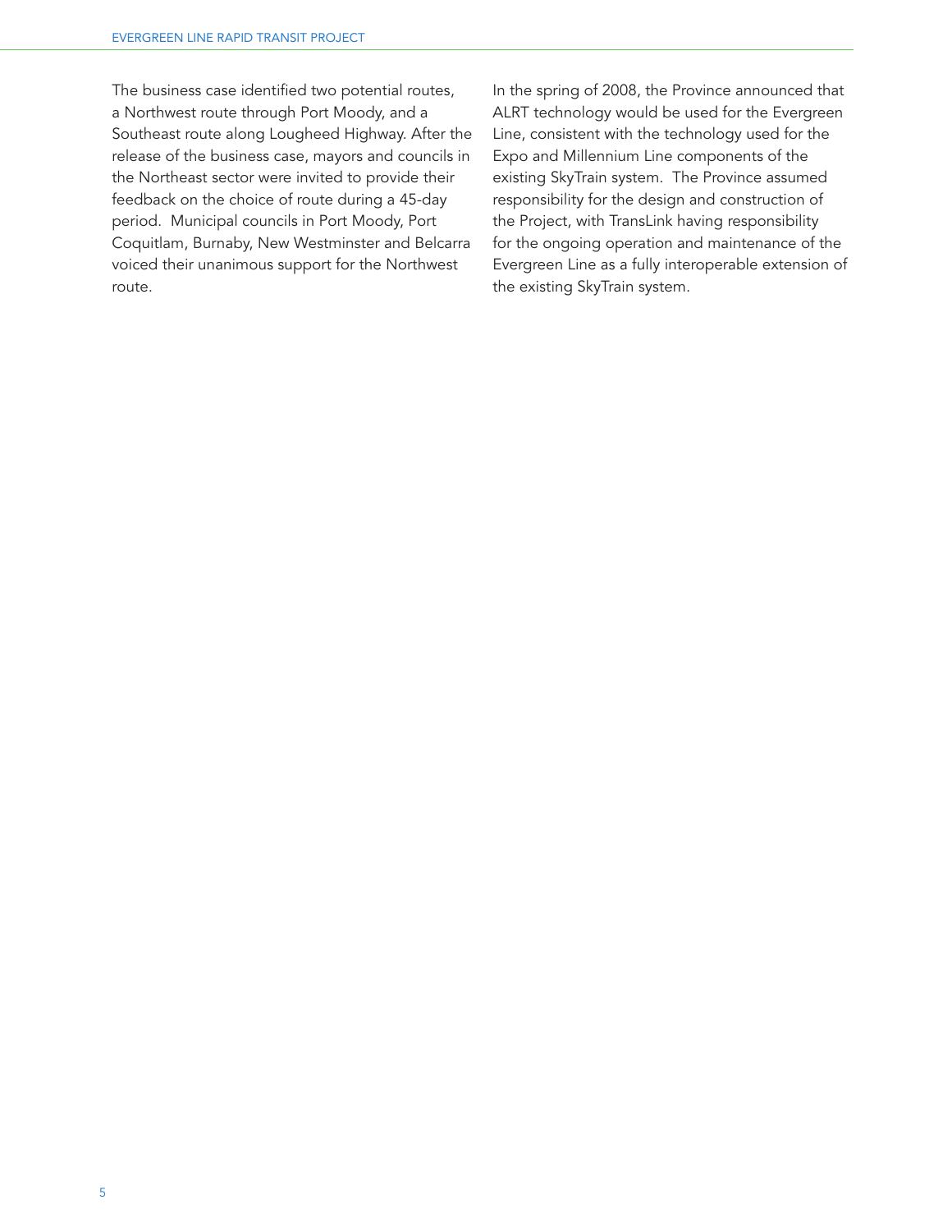The business case identified two potential routes, a Northwest route through Port Moody, and a Southeast route along Lougheed Highway. After the release of the business case, mayors and councils in the Northeast sector were invited to provide their feedback on the choice of route during a 45-day period. Municipal councils in Port Moody, Port Coquitlam, Burnaby, New Westminster and Belcarra voiced their unanimous support for the Northwest route.

In the spring of 2008, the Province announced that ALRT technology would be used for the Evergreen Line, consistent with the technology used for the Expo and Millennium Line components of the existing SkyTrain system. The Province assumed responsibility for the design and construction of the Project, with TransLink having responsibility for the ongoing operation and maintenance of the Evergreen Line as a fully interoperable extension of the existing SkyTrain system.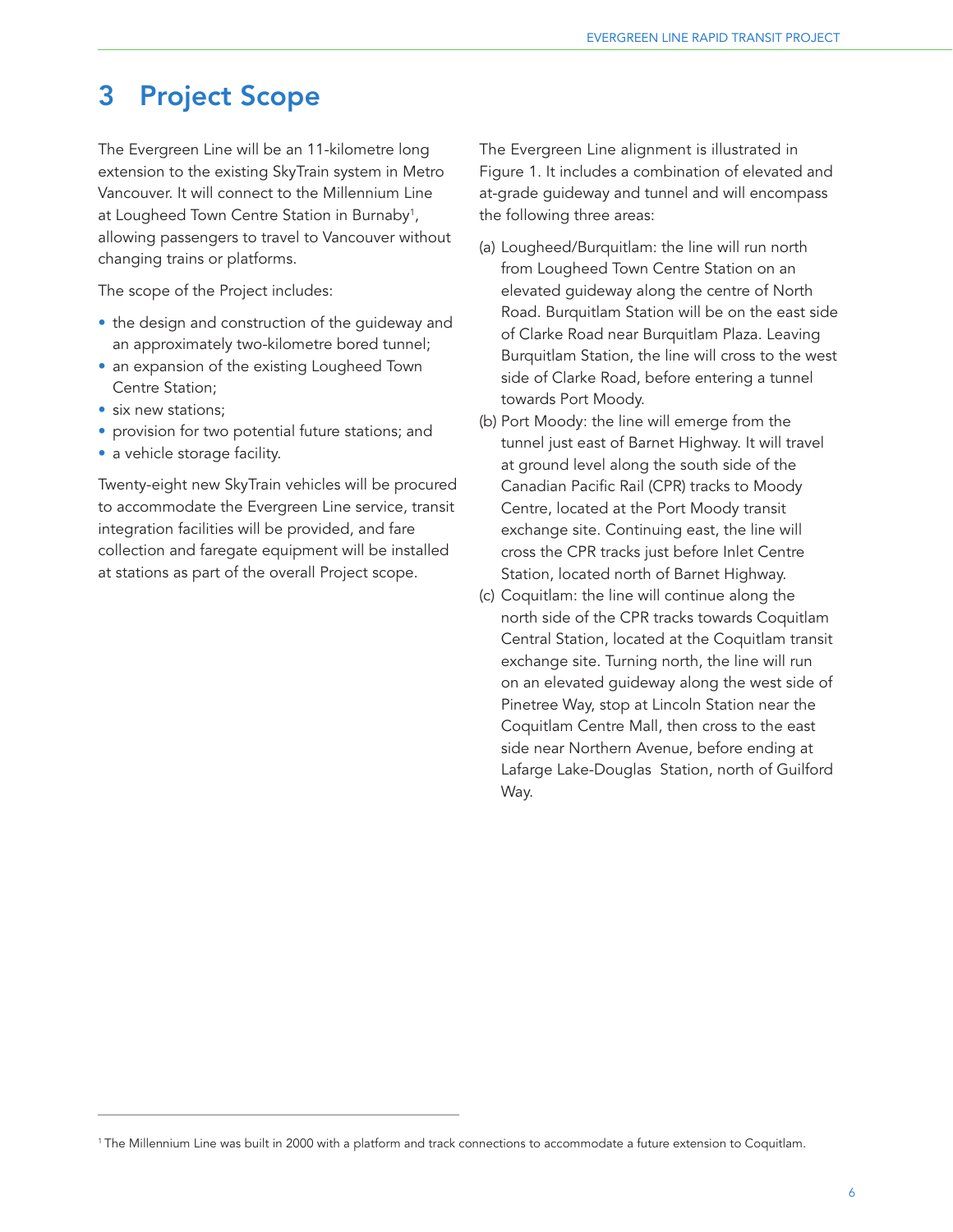# 3 Project Scope

The Evergreen Line will be an 11-kilometre long extension to the existing SkyTrain system in Metro Vancouver. It will connect to the Millennium Line at Lougheed Town Centre Station in Burnaby[1], allowing passengers to travel to Vancouver without changing trains or platforms.

The scope of the Project includes:

- the design and construction of the guideway and an approximately two-kilometre bored tunnel;
- an expansion of the existing Lougheed Town Centre Station;
- six new stations;
- provision for two potential future stations; and
- a vehicle storage facility.

Twenty-eight new SkyTrain vehicles will be procured to accommodate the Evergreen Line service, transit integration facilities will be provided, and fare collection and faregate equipment will be installed at stations as part of the overall Project scope.

The Evergreen Line alignment is illustrated in Figure 1. It includes a combination of elevated and at-grade guideway and tunnel and will encompass the following three areas:

(a) Lougheed/Burquitlam: the line will run north from Lougheed Town Centre Station on an elevated guideway along the centre of North Road. Burquitlam Station will be on the east side of Clarke Road near Burquitlam Plaza. Leaving Burquitlam Station, the line will cross to the west side of Clarke Road, before entering a tunnel towards Port Moody.

(b) Port Moody: the line will emerge from the tunnel just east of Barnet Highway. It will travel at ground level along the south side of the Canadian Pacific Rail (CPR) tracks to Moody Centre, located at the Port Moody transit exchange site. Continuing east, the line will cross the CPR tracks just before Inlet Centre Station, located north of Barnet Highway.

(c) Coquitlam: the line will continue along the north side of the CPR tracks towards Coquitlam Central Station, located at the Coquitlam transit exchange site. Turning north, the line will run on an elevated guideway along the west side of Pinetree Way, stop at Lincoln Station near the Coquitlam Centre Mall, then cross to the east side near Northern Avenue, before ending at Lafarge Lake-Douglas Station, north of Guilford Way.

[1] The Millennium Line was built in 2000 with a platform and track connections to accommodate a future extension to Coquitlam.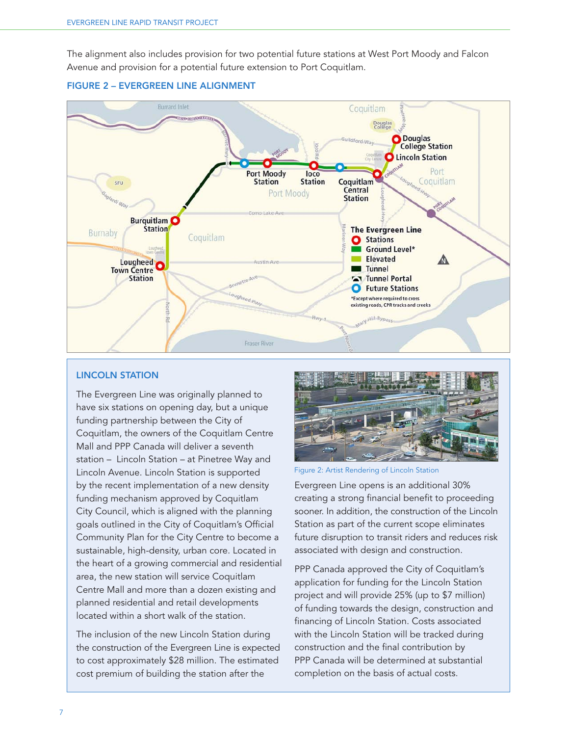The alignment also includes provision for two potential future stations at West Port Moody and Falcon Avenue and provision for a potential future extension to Port Coquitlam.

**FIGURE 2 – EVERGREEN LINE ALIGNMENT**

## LINCOLN STATION

The Evergreen Line was originally planned to have six stations on opening day, but a unique funding partnership between the City of Coquitlam, the owners of the Coquitlam Centre Mall and PPP Canada will deliver a seventh station – Lincoln Station – at Pinetree Way and Lincoln Avenue. Lincoln Station is supported by the recent implementation of a new density funding mechanism approved by Coquitlam City Council, which is aligned with the planning goals outlined in the City of Coquitlam's Official Community Plan for the City Centre to become a sustainable, high-density, urban core. Located in the heart of a growing commercial and residential area, the new station will service Coquitlam Centre Mall and more than a dozen existing and planned residential and retail developments located within a short walk of the station.

The inclusion of the new Lincoln Station during the construction of the Evergreen Line is expected to cost approximately $28 million. The estimated cost premium of building the station after the Evergreen Line opens is an additional 30% creating a strong financial benefit to proceeding sooner. In addition, the construction of the Lincoln Station as part of the current scope eliminates future disruption to transit riders and reduces risk associated with design and construction.

Figure 2: Artist Rendering of Lincoln Station

PPP Canada approved the City of Coquitlam's application for funding for the Lincoln Station project and will provide 25% (up to $7 million) of funding towards the design, construction and financing of Lincoln Station. Costs associated with the Lincoln Station will be tracked during construction and the final contribution by PPP Canada will be determined at substantial completion on the basis of actual costs.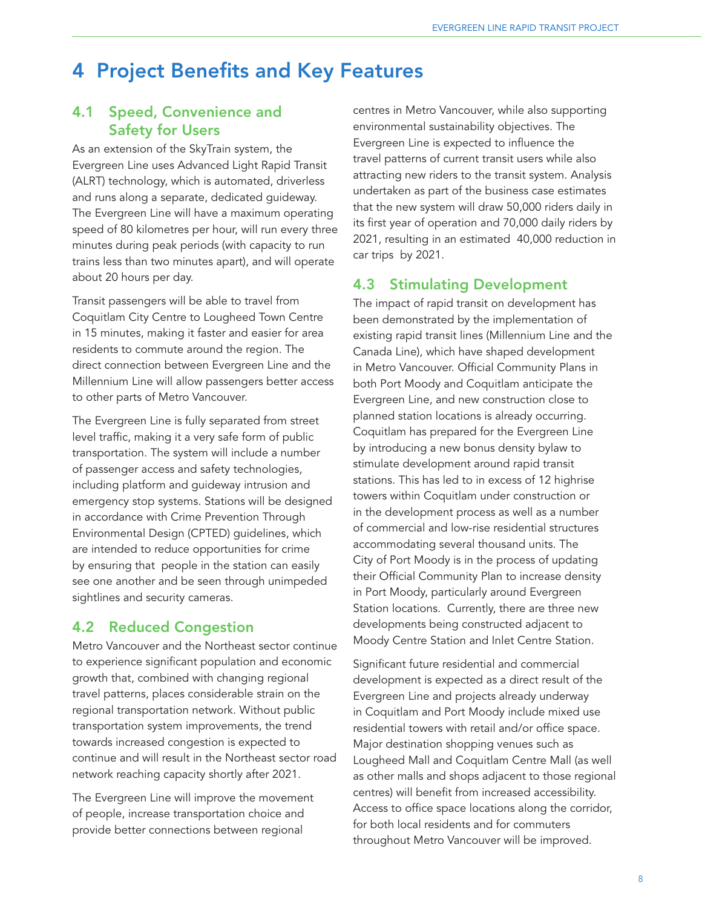# 4 Project Benefits and Key Features

## 4.1 Speed, Convenience and Safety for Users

As an extension of the SkyTrain system, the Evergreen Line uses Advanced Light Rapid Transit (ALRT) technology, which is automated, driverless and runs along a separate, dedicated guideway. The Evergreen Line will have a maximum operating speed of 80 kilometres per hour, will run every three minutes during peak periods (with capacity to run trains less than two minutes apart), and will operate about 20 hours per day.

Transit passengers will be able to travel from Coquitlam City Centre to Lougheed Town Centre in 15 minutes, making it faster and easier for area residents to commute around the region. The direct connection between Evergreen Line and the Millennium Line will allow passengers better access to other parts of Metro Vancouver.

The Evergreen Line is fully separated from street level traffic, making it a very safe form of public transportation. The system will include a number of passenger access and safety technologies, including platform and guideway intrusion and emergency stop systems. Stations will be designed in accordance with Crime Prevention Through Environmental Design (CPTED) guidelines, which are intended to reduce opportunities for crime by ensuring that people in the station can easily see one another and be seen through unimpeded sightlines and security cameras.

## 4.2 Reduced Congestion

Metro Vancouver and the Northeast sector continue to experience significant population and economic growth that, combined with changing regional travel patterns, places considerable strain on the regional transportation network. Without public transportation system improvements, the trend towards increased congestion is expected to continue and will result in the Northeast sector road network reaching capacity shortly after 2021.

The Evergreen Line will improve the movement of people, increase transportation choice and provide better connections between regional centres in Metro Vancouver, while also supporting environmental sustainability objectives. The Evergreen Line is expected to influence the travel patterns of current transit users while also attracting new riders to the transit system. Analysis undertaken as part of the business case estimates that the new system will draw 50,000 riders daily in its first year of operation and 70,000 daily riders by 2021, resulting in an estimated 40,000 reduction in car trips by 2021.

## 4.3 Stimulating Development

The impact of rapid transit on development has been demonstrated by the implementation of existing rapid transit lines (Millennium Line and the Canada Line), which have shaped development in Metro Vancouver. Official Community Plans in both Port Moody and Coquitlam anticipate the Evergreen Line, and new construction close to planned station locations is already occurring. Coquitlam has prepared for the Evergreen Line by introducing a new bonus density bylaw to stimulate development around rapid transit stations. This has led to in excess of 12 highrise towers within Coquitlam under construction or in the development process as well as a number of commercial and low-rise residential structures accommodating several thousand units. The City of Port Moody is in the process of updating their Official Community Plan to increase density in Port Moody, particularly around Evergreen Station locations. Currently, there are three new developments being constructed adjacent to Moody Centre Station and Inlet Centre Station.

Significant future residential and commercial development is expected as a direct result of the Evergreen Line and projects already underway in Coquitlam and Port Moody include mixed use residential towers with retail and/or office space. Major destination shopping venues such as Lougheed Mall and Coquitlam Centre Mall (as well as other malls and shops adjacent to those regional centres) will benefit from increased accessibility. Access to office space locations along the corridor, for both local residents and for commuters throughout Metro Vancouver will be improved.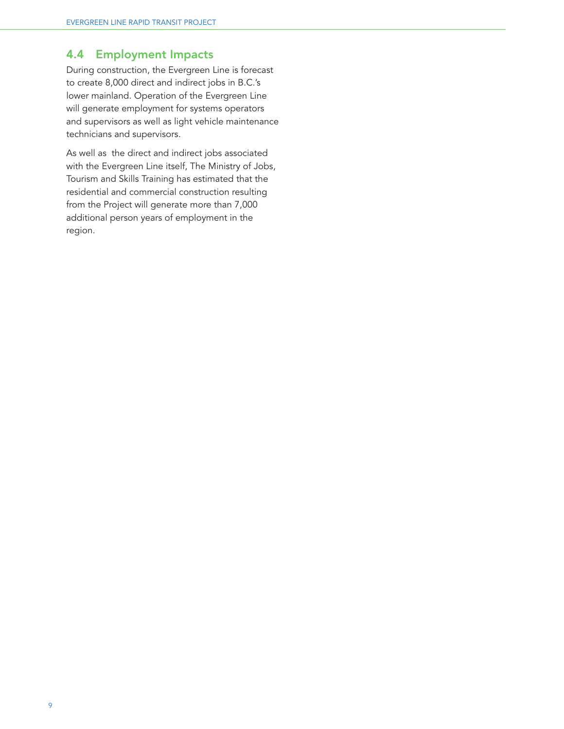## 4.4 Employment Impacts

During construction, the Evergreen Line is forecast to create 8,000 direct and indirect jobs in B.C.'s lower mainland. Operation of the Evergreen Line will generate employment for systems operators and supervisors as well as light vehicle maintenance technicians and supervisors.

As well as the direct and indirect jobs associated with the Evergreen Line itself, The Ministry of Jobs, Tourism and Skills Training has estimated that the residential and commercial construction resulting from the Project will generate more than 7,000 additional person years of employment in the region.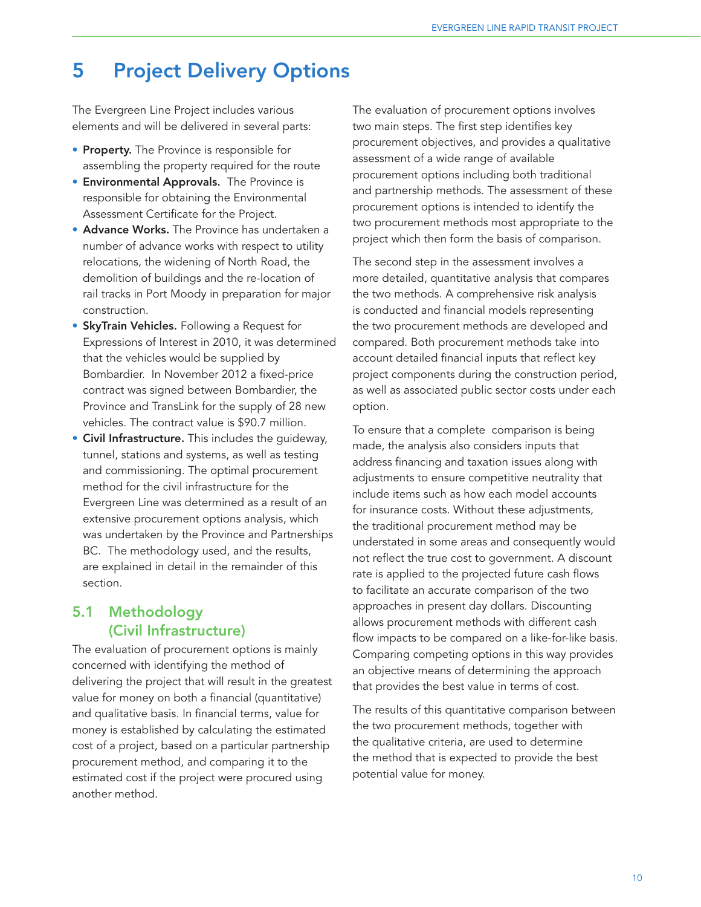# 5 Project Delivery Options

The Evergreen Line Project includes various elements and will be delivered in several parts:

- **Property.** The Province is responsible for assembling the property required for the route
- **Environmental Approvals.** The Province is responsible for obtaining the Environmental Assessment Certificate for the Project.
- **Advance Works.** The Province has undertaken a number of advance works with respect to utility relocations, the widening of North Road, the demolition of buildings and the re-location of rail tracks in Port Moody in preparation for major construction.
- **SkyTrain Vehicles.** Following a Request for Expressions of Interest in 2010, it was determined that the vehicles would be supplied by Bombardier. In November 2012 a fixed-price contract was signed between Bombardier, the Province and TransLink for the supply of 28 new vehicles. The contract value is $90.7 million.
- **Civil Infrastructure.** This includes the guideway, tunnel, stations and systems, as well as testing and commissioning. The optimal procurement method for the civil infrastructure for the Evergreen Line was determined as a result of an extensive procurement options analysis, which was undertaken by the Province and Partnerships BC. The methodology used, and the results, are explained in detail in the remainder of this section.

## 5.1 Methodology (Civil Infrastructure)

The evaluation of procurement options is mainly concerned with identifying the method of delivering the project that will result in the greatest value for money on both a financial (quantitative) and qualitative basis. In financial terms, value for money is established by calculating the estimated cost of a project, based on a particular partnership procurement method, and comparing it to the estimated cost if the project were procured using another method.

The evaluation of procurement options involves two main steps. The first step identifies key procurement objectives, and provides a qualitative assessment of a wide range of available procurement options including both traditional and partnership methods. The assessment of these procurement options is intended to identify the two procurement methods most appropriate to the project which then form the basis of comparison.

The second step in the assessment involves a more detailed, quantitative analysis that compares the two methods. A comprehensive risk analysis is conducted and financial models representing the two procurement methods are developed and compared. Both procurement methods take into account detailed financial inputs that reflect key project components during the construction period, as well as associated public sector costs under each option.

To ensure that a complete comparison is being made, the analysis also considers inputs that address financing and taxation issues along with adjustments to ensure competitive neutrality that include items such as how each model accounts for insurance costs. Without these adjustments, the traditional procurement method may be understated in some areas and consequently would not reflect the true cost to government. A discount rate is applied to the projected future cash flows to facilitate an accurate comparison of the two approaches in present day dollars. Discounting allows procurement methods with different cash flow impacts to be compared on a like-for-like basis. Comparing competing options in this way provides an objective means of determining the approach that provides the best value in terms of cost.

The results of this quantitative comparison between the two procurement methods, together with the qualitative criteria, are used to determine the method that is expected to provide the best potential value for money.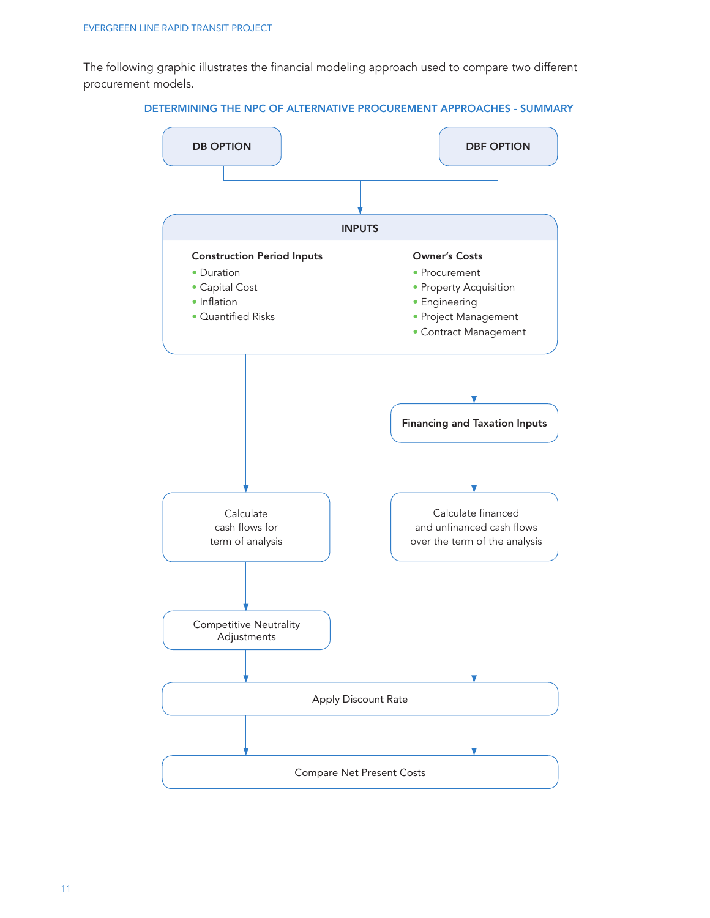The following graphic illustrates the financial modeling approach used to compare two different procurement models.

### DETERMINING THE NPC OF ALTERNATIVE PROCUREMENT APPROACHES - SUMMARY

**DB OPTION**

**DBF OPTION**

**INPUTS**

**Construction Period Inputs**

- Duration
- Capital Cost
- Inflation
- Quantified Risks

**Owner's Costs**

- Procurement
- Property Acquisition
- Engineering
- Project Management
- Contract Management

**Financing and Taxation Inputs**

Calculate cash flows for term of analysis

Calculate financed and unfinanced cash flows over the term of the analysis

Competitive Neutrality Adjustments

Apply Discount Rate

Compare Net Present Costs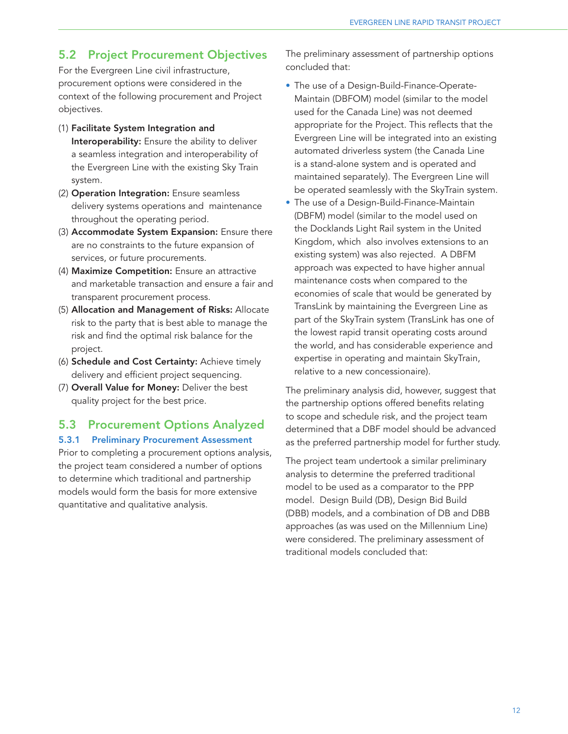## 5.2 Project Procurement Objectives

For the Evergreen Line civil infrastructure, procurement options were considered in the context of the following procurement and Project objectives.

(1) **Facilitate System Integration and Interoperability:** Ensure the ability to deliver a seamless integration and interoperability of the Evergreen Line with the existing Sky Train system.

(2) **Operation Integration:** Ensure seamless delivery systems operations and maintenance throughout the operating period.

(3) **Accommodate System Expansion:** Ensure there are no constraints to the future expansion of services, or future procurements.

(4) **Maximize Competition:** Ensure an attractive and marketable transaction and ensure a fair and transparent procurement process.

(5) **Allocation and Management of Risks:** Allocate risk to the party that is best able to manage the risk and find the optimal risk balance for the project.

(6) **Schedule and Cost Certainty:** Achieve timely delivery and efficient project sequencing.

(7) **Overall Value for Money:** Deliver the best quality project for the best price.

## 5.3 Procurement Options Analyzed

### 5.3.1 Preliminary Procurement Assessment

Prior to completing a procurement options analysis, the project team considered a number of options to determine which traditional and partnership models would form the basis for more extensive quantitative and qualitative analysis.

The preliminary assessment of partnership options concluded that:

- The use of a Design-Build-Finance-Operate-Maintain (DBFOM) model (similar to the model used for the Canada Line) was not deemed appropriate for the Project. This reflects that the Evergreen Line will be integrated into an existing automated driverless system (the Canada Line is a stand-alone system and is operated and maintained separately). The Evergreen Line will be operated seamlessly with the SkyTrain system.
- The use of a Design-Build-Finance-Maintain (DBFM) model (similar to the model used on the Docklands Light Rail system in the United Kingdom, which also involves extensions to an existing system) was also rejected. A DBFM approach was expected to have higher annual maintenance costs when compared to the economies of scale that would be generated by TransLink by maintaining the Evergreen Line as part of the SkyTrain system (TransLink has one of the lowest rapid transit operating costs around the world, and has considerable experience and expertise in operating and maintain SkyTrain, relative to a new concessionaire).

The preliminary analysis did, however, suggest that the partnership options offered benefits relating to scope and schedule risk, and the project team determined that a DBF model should be advanced as the preferred partnership model for further study.

The project team undertook a similar preliminary analysis to determine the preferred traditional model to be used as a comparator to the PPP model. Design Build (DB), Design Bid Build (DBB) models, and a combination of DB and DBB approaches (as was used on the Millennium Line) were considered. The preliminary assessment of traditional models concluded that: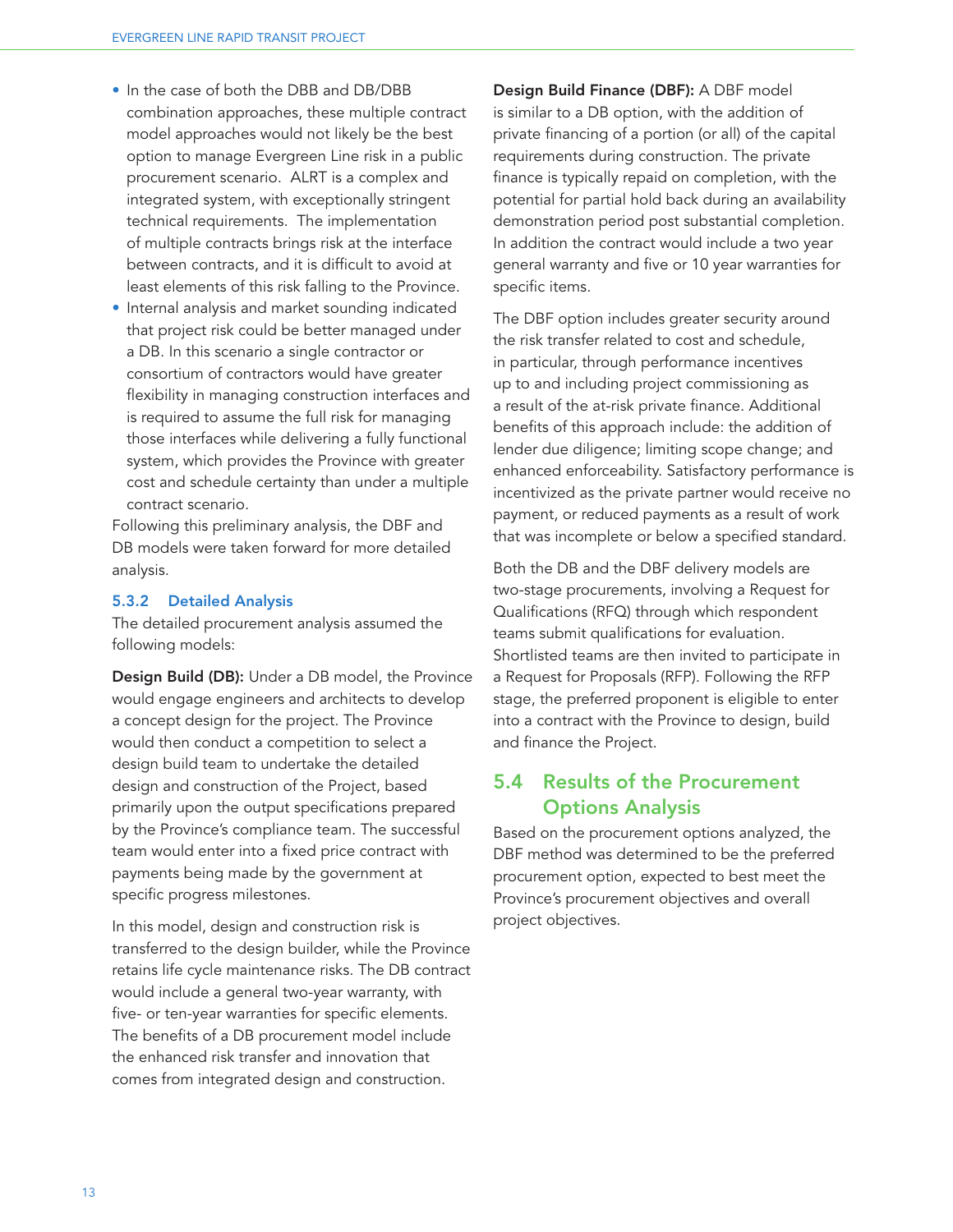- In the case of both the DBB and DB/DBB combination approaches, these multiple contract model approaches would not likely be the best option to manage Evergreen Line risk in a public procurement scenario. ALRT is a complex and integrated system, with exceptionally stringent technical requirements. The implementation of multiple contracts brings risk at the interface between contracts, and it is difficult to avoid at least elements of this risk falling to the Province.
- Internal analysis and market sounding indicated that project risk could be better managed under a DB. In this scenario a single contractor or consortium of contractors would have greater flexibility in managing construction interfaces and is required to assume the full risk for managing those interfaces while delivering a fully functional system, which provides the Province with greater cost and schedule certainty than under a multiple contract scenario.

Following this preliminary analysis, the DBF and DB models were taken forward for more detailed analysis.

### 5.3.2 Detailed Analysis

The detailed procurement analysis assumed the following models:

**Design Build (DB):** Under a DB model, the Province would engage engineers and architects to develop a concept design for the project. The Province would then conduct a competition to select a design build team to undertake the detailed design and construction of the Project, based primarily upon the output specifications prepared by the Province's compliance team. The successful team would enter into a fixed price contract with payments being made by the government at specific progress milestones.

In this model, design and construction risk is transferred to the design builder, while the Province retains life cycle maintenance risks. The DB contract would include a general two-year warranty, with five- or ten-year warranties for specific elements. The benefits of a DB procurement model include the enhanced risk transfer and innovation that comes from integrated design and construction.

**Design Build Finance (DBF):** A DBF model is similar to a DB option, with the addition of private financing of a portion (or all) of the capital requirements during construction. The private finance is typically repaid on completion, with the potential for partial hold back during an availability demonstration period post substantial completion. In addition the contract would include a two year general warranty and five or 10 year warranties for specific items.

The DBF option includes greater security around the risk transfer related to cost and schedule, in particular, through performance incentives up to and including project commissioning as a result of the at-risk private finance. Additional benefits of this approach include: the addition of lender due diligence; limiting scope change; and enhanced enforceability. Satisfactory performance is incentivized as the private partner would receive no payment, or reduced payments as a result of work that was incomplete or below a specified standard.

Both the DB and the DBF delivery models are two-stage procurements, involving a Request for Qualifications (RFQ) through which respondent teams submit qualifications for evaluation. Shortlisted teams are then invited to participate in a Request for Proposals (RFP). Following the RFP stage, the preferred proponent is eligible to enter into a contract with the Province to design, build and finance the Project.

## 5.4 Results of the Procurement Options Analysis

Based on the procurement options analyzed, the DBF method was determined to be the preferred procurement option, expected to best meet the Province's procurement objectives and overall project objectives.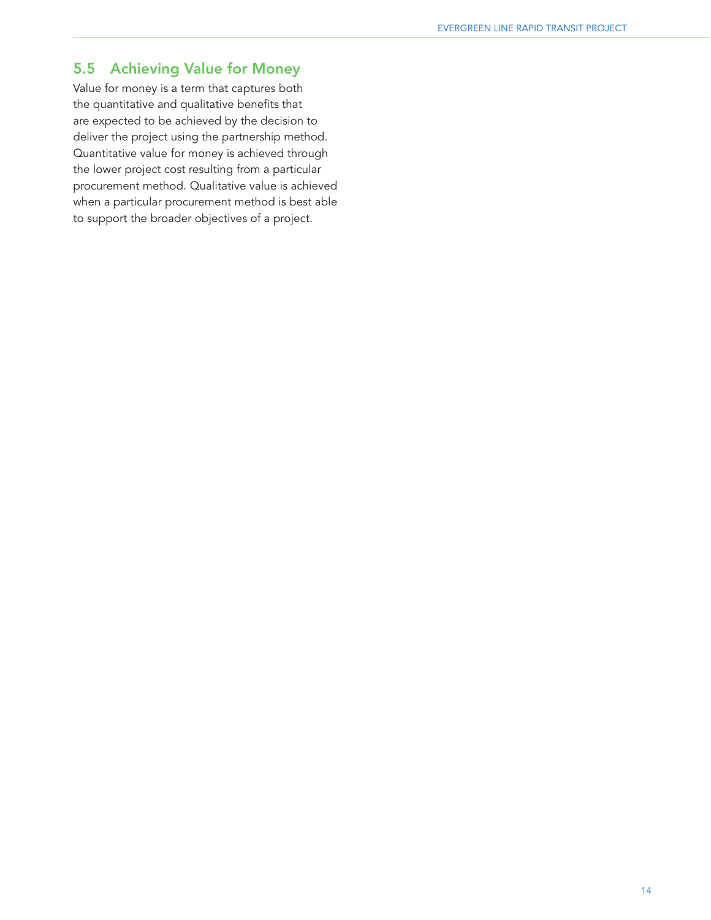## 5.5 Achieving Value for Money

Value for money is a term that captures both the quantitative and qualitative benefits that are expected to be achieved by the decision to deliver the project using the partnership method. Quantitative value for money is achieved through the lower project cost resulting from a particular procurement method. Qualitative value is achieved when a particular procurement method is best able to support the broader objectives of a project.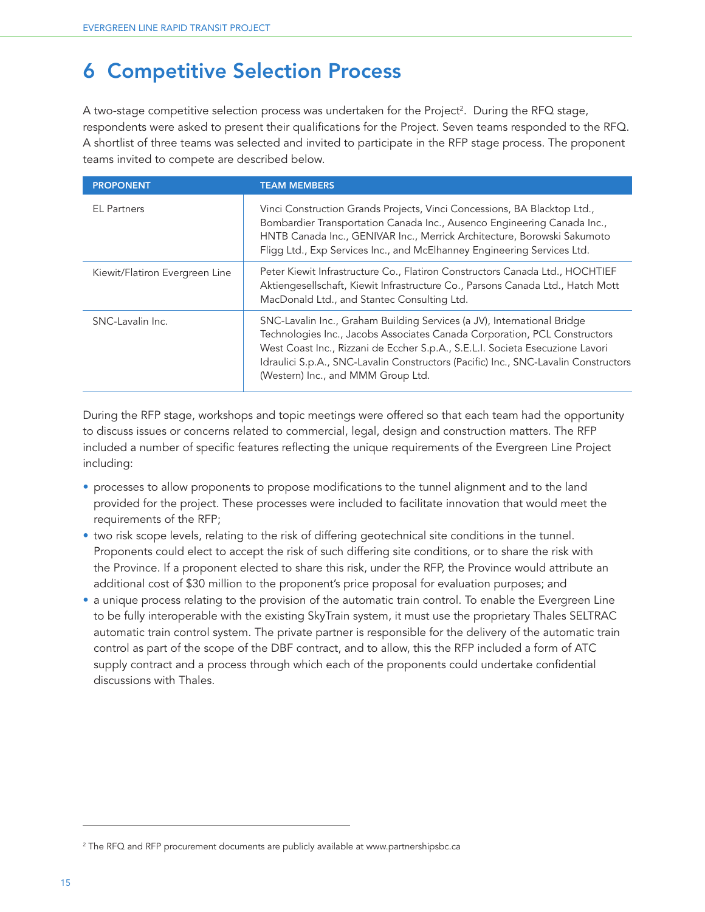# 6 Competitive Selection Process

A two-stage competitive selection process was undertaken for the Project[2]. During the RFQ stage, respondents were asked to present their qualifications for the Project. Seven teams responded to the RFQ. A shortlist of three teams was selected and invited to participate in the RFP stage process. The proponent teams invited to compete are described below.

| PROPONENT | TEAM MEMBERS |
|---|---|
| EL Partners | Vinci Construction Grands Projects, Vinci Concessions, BA Blacktop Ltd., Bombardier Transportation Canada Inc., Ausenco Engineering Canada Inc., HNTB Canada Inc., GENIVAR Inc., Merrick Architecture, Borowski Sakumoto Fligg Ltd., Exp Services Inc., and McElhanney Engineering Services Ltd. |
| Kiewit/Flatiron Evergreen Line | Peter Kiewit Infrastructure Co., Flatiron Constructors Canada Ltd., HOCHTIEF Aktiengesellschaft, Kiewit Infrastructure Co., Parsons Canada Ltd., Hatch Mott MacDonald Ltd., and Stantec Consulting Ltd. |
| SNC-Lavalin Inc. | SNC-Lavalin Inc., Graham Building Services (a JV), International Bridge Technologies Inc., Jacobs Associates Canada Corporation, PCL Constructors West Coast Inc., Rizzani de Eccher S.p.A., S.E.L.I. Societa Esecuzione Lavori Idraulici S.p.A., SNC-Lavalin Constructors (Pacific) Inc., SNC-Lavalin Constructors (Western) Inc., and MMM Group Ltd. |

During the RFP stage, workshops and topic meetings were offered so that each team had the opportunity to discuss issues or concerns related to commercial, legal, design and construction matters. The RFP included a number of specific features reflecting the unique requirements of the Evergreen Line Project including:

- processes to allow proponents to propose modifications to the tunnel alignment and to the land provided for the project. These processes were included to facilitate innovation that would meet the requirements of the RFP;
- two risk scope levels, relating to the risk of differing geotechnical site conditions in the tunnel. Proponents could elect to accept the risk of such differing site conditions, or to share the risk with the Province. If a proponent elected to share this risk, under the RFP, the Province would attribute an additional cost of $30 million to the proponent's price proposal for evaluation purposes; and
- a unique process relating to the provision of the automatic train control. To enable the Evergreen Line to be fully interoperable with the existing SkyTrain system, it must use the proprietary Thales SELTRAC automatic train control system. The private partner is responsible for the delivery of the automatic train control as part of the scope of the DBF contract, and to allow, this the RFP included a form of ATC supply contract and a process through which each of the proponents could undertake confidential discussions with Thales.

[2] The RFQ and RFP procurement documents are publicly available at www.partnershipsbc.ca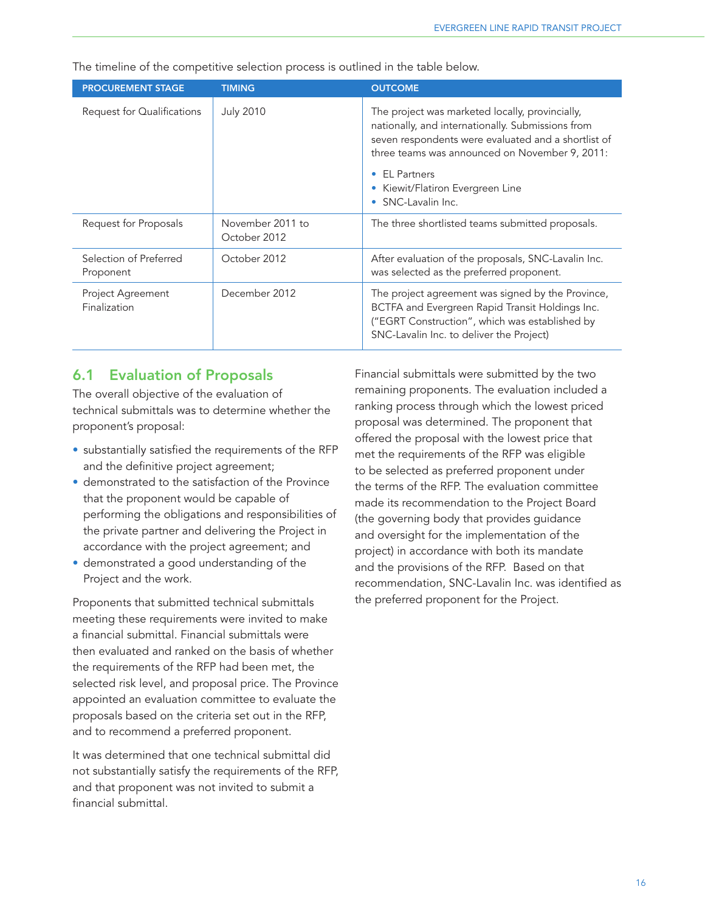The timeline of the competitive selection process is outlined in the table below.

| PROCUREMENT STAGE | TIMING | OUTCOME |
|---|---|---|
| Request for Qualifications | July 2010 | The project was marketed locally, provincially, nationally, and internationally. Submissions from seven respondents were evaluated and a shortlist of three teams was announced on November 9, 2011:<br>• EL Partners<br>• Kiewit/Flatiron Evergreen Line<br>• SNC-Lavalin Inc. |
| Request for Proposals | November 2011 to October 2012 | The three shortlisted teams submitted proposals. |
| Selection of Preferred Proponent | October 2012 | After evaluation of the proposals, SNC-Lavalin Inc. was selected as the preferred proponent. |
| Project Agreement Finalization | December 2012 | The project agreement was signed by the Province, BCTFA and Evergreen Rapid Transit Holdings Inc. ("EGRT Construction", which was established by SNC-Lavalin Inc. to deliver the Project) |

## 6.1 Evaluation of Proposals

The overall objective of the evaluation of technical submittals was to determine whether the proponent's proposal:

- substantially satisfied the requirements of the RFP and the definitive project agreement;
- demonstrated to the satisfaction of the Province that the proponent would be capable of performing the obligations and responsibilities of the private partner and delivering the Project in accordance with the project agreement; and
- demonstrated a good understanding of the Project and the work.

Proponents that submitted technical submittals meeting these requirements were invited to make a financial submittal. Financial submittals were then evaluated and ranked on the basis of whether the requirements of the RFP had been met, the selected risk level, and proposal price. The Province appointed an evaluation committee to evaluate the proposals based on the criteria set out in the RFP, and to recommend a preferred proponent.

It was determined that one technical submittal did not substantially satisfy the requirements of the RFP, and that proponent was not invited to submit a financial submittal.

Financial submittals were submitted by the two remaining proponents. The evaluation included a ranking process through which the lowest priced proposal was determined. The proponent that offered the proposal with the lowest price that met the requirements of the RFP was eligible to be selected as preferred proponent under the terms of the RFP. The evaluation committee made its recommendation to the Project Board (the governing body that provides guidance and oversight for the implementation of the project) in accordance with both its mandate and the provisions of the RFP. Based on that recommendation, SNC-Lavalin Inc. was identified as the preferred proponent for the Project.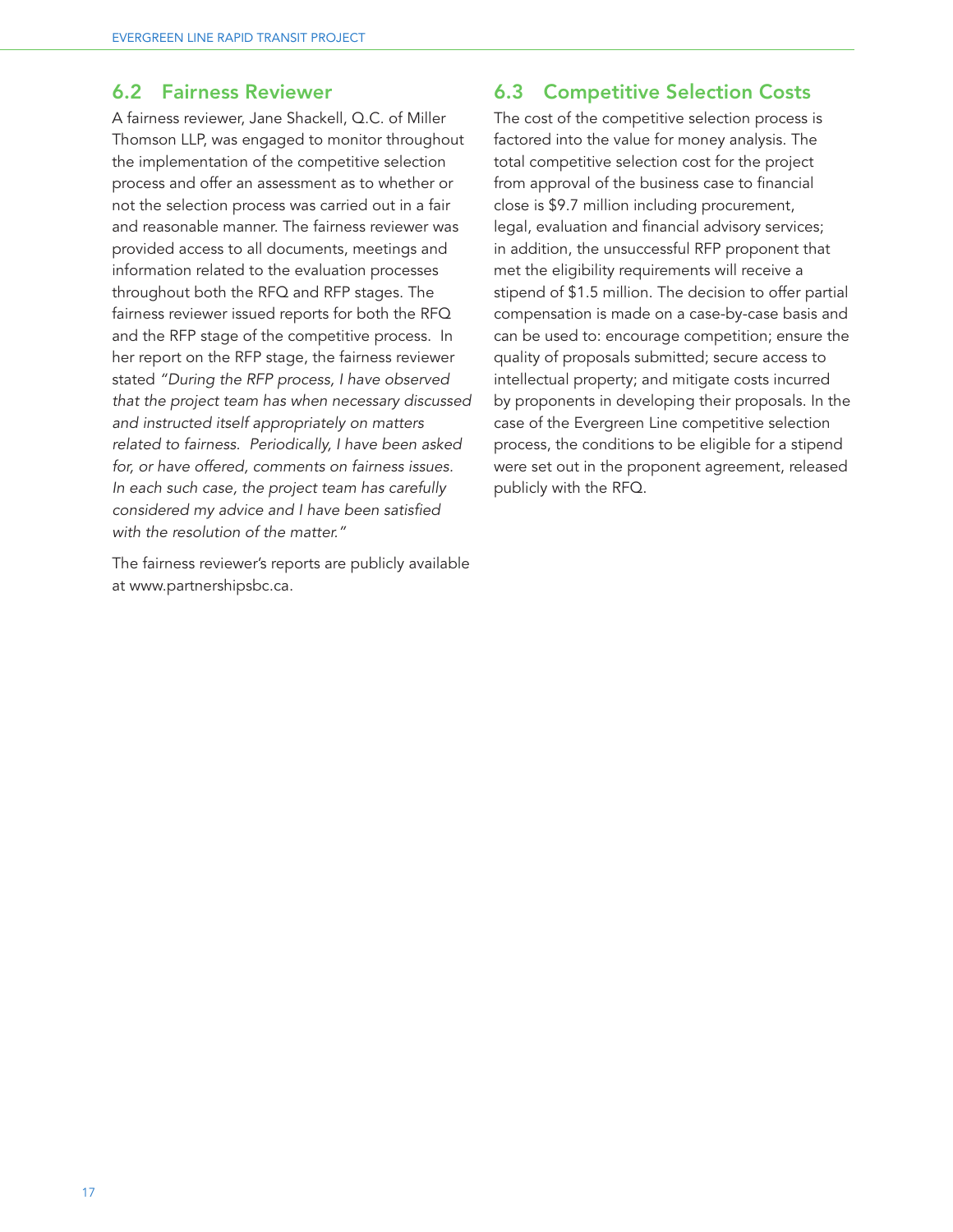## 6.2 Fairness Reviewer

A fairness reviewer, Jane Shackell, Q.C. of Miller Thomson LLP, was engaged to monitor throughout the implementation of the competitive selection process and offer an assessment as to whether or not the selection process was carried out in a fair and reasonable manner. The fairness reviewer was provided access to all documents, meetings and information related to the evaluation processes throughout both the RFQ and RFP stages. The fairness reviewer issued reports for both the RFQ and the RFP stage of the competitive process. In her report on the RFP stage, the fairness reviewer stated *"During the RFP process, I have observed that the project team has when necessary discussed and instructed itself appropriately on matters related to fairness. Periodically, I have been asked for, or have offered, comments on fairness issues. In each such case, the project team has carefully considered my advice and I have been satisfied with the resolution of the matter."*

The fairness reviewer's reports are publicly available at www.partnershipsbc.ca.

## 6.3 Competitive Selection Costs

The cost of the competitive selection process is factored into the value for money analysis. The total competitive selection cost for the project from approval of the business case to financial close is $9.7 million including procurement, legal, evaluation and financial advisory services; in addition, the unsuccessful RFP proponent that met the eligibility requirements will receive a stipend of $1.5 million. The decision to offer partial compensation is made on a case-by-case basis and can be used to: encourage competition; ensure the quality of proposals submitted; secure access to intellectual property; and mitigate costs incurred by proponents in developing their proposals. In the case of the Evergreen Line competitive selection process, the conditions to be eligible for a stipend were set out in the proponent agreement, released publicly with the RFQ.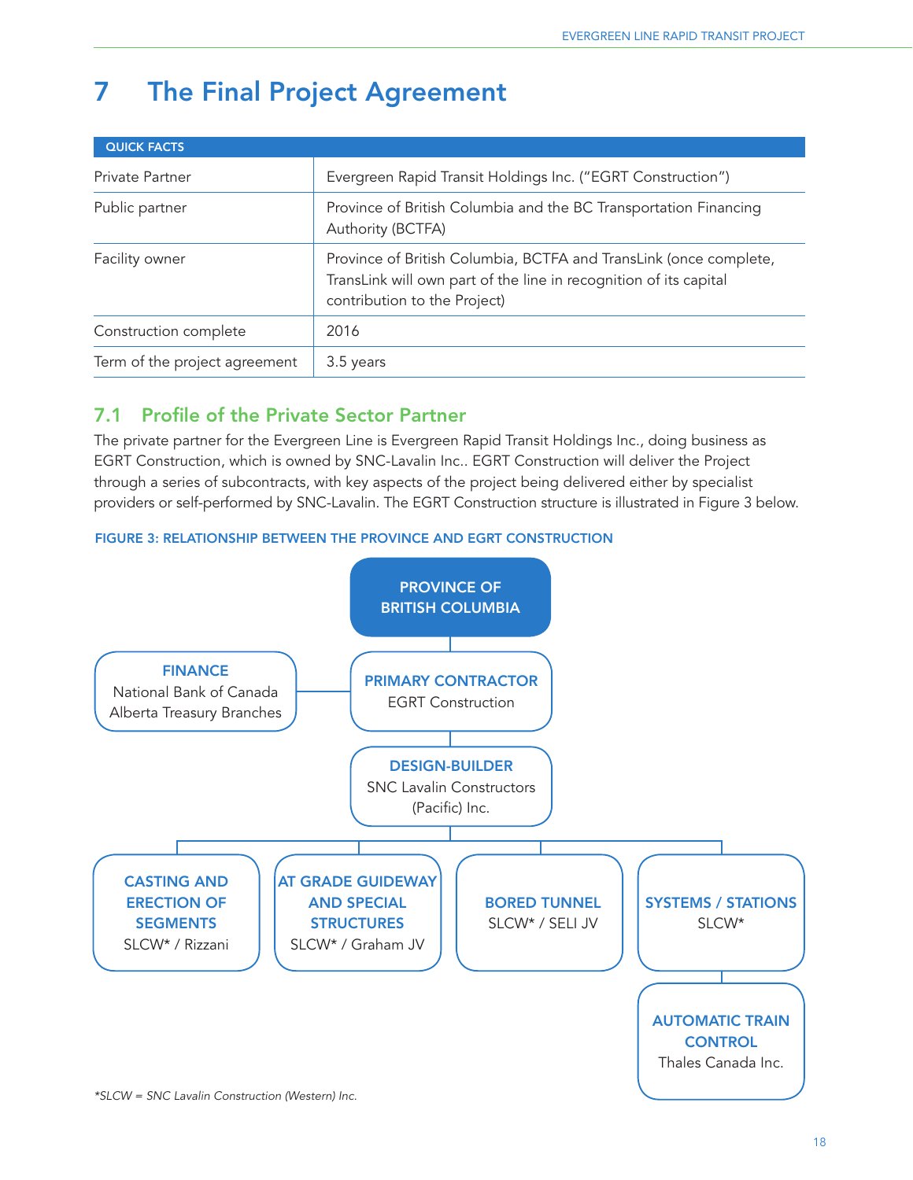# 7 The Final Project Agreement

| QUICK FACTS | |
|---|---|
| Private Partner | Evergreen Rapid Transit Holdings Inc. ("EGRT Construction") |
| Public partner | Province of British Columbia and the BC Transportation Financing Authority (BCTFA) |
| Facility owner | Province of British Columbia, BCTFA and TransLink (once complete, TransLink will own part of the line in recognition of its capital contribution to the Project) |
| Construction complete | 2016 |
| Term of the project agreement | 3.5 years |

## 7.1 Profile of the Private Sector Partner

The private partner for the Evergreen Line is Evergreen Rapid Transit Holdings Inc., doing business as EGRT Construction, which is owned by SNC-Lavalin Inc.. EGRT Construction will deliver the Project through a series of subcontracts, with key aspects of the project being delivered either by specialist providers or self-performed by SNC-Lavalin. The EGRT Construction structure is illustrated in Figure 3 below.

**FIGURE 3: RELATIONSHIP BETWEEN THE PROVINCE AND EGRT CONSTRUCTION**

- **PROVINCE OF BRITISH COLUMBIA**
  - **PRIMARY CONTRACTOR** – EGRT Construction
    - **FINANCE** – National Bank of Canada, Alberta Treasury Branches
    - **DESIGN-BUILDER** – SNC Lavalin Constructors (Pacific) Inc.
      - **CASTING AND ERECTION OF SEGMENTS** – SLCW* / Rizzani
      - **AT GRADE GUIDEWAY AND SPECIAL STRUCTURES** – SLCW* / Graham JV
      - **BORED TUNNEL** – SLCW* / SELI JV
      - **SYSTEMS / STATIONS** – SLCW*
        - **AUTOMATIC TRAIN CONTROL** – Thales Canada Inc.

*\*SLCW = SNC Lavalin Construction (Western) Inc.*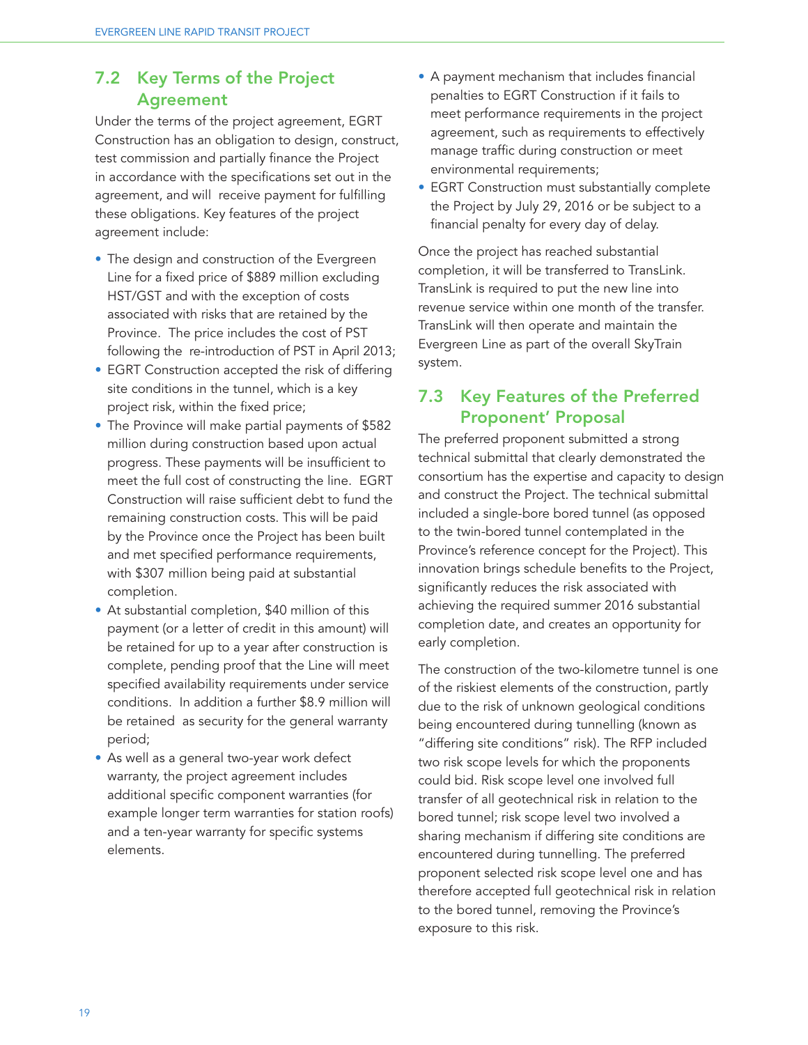## 7.2 Key Terms of the Project Agreement

Under the terms of the project agreement, EGRT Construction has an obligation to design, construct, test commission and partially finance the Project in accordance with the specifications set out in the agreement, and will receive payment for fulfilling these obligations. Key features of the project agreement include:

- The design and construction of the Evergreen Line for a fixed price of $889 million excluding HST/GST and with the exception of costs associated with risks that are retained by the Province. The price includes the cost of PST following the re-introduction of PST in April 2013;
- EGRT Construction accepted the risk of differing site conditions in the tunnel, which is a key project risk, within the fixed price;
- The Province will make partial payments of $582 million during construction based upon actual progress. These payments will be insufficient to meet the full cost of constructing the line. EGRT Construction will raise sufficient debt to fund the remaining construction costs. This will be paid by the Province once the Project has been built and met specified performance requirements, with $307 million being paid at substantial completion.
- At substantial completion, $40 million of this payment (or a letter of credit in this amount) will be retained for up to a year after construction is complete, pending proof that the Line will meet specified availability requirements under service conditions. In addition a further $8.9 million will be retained as security for the general warranty period;
- As well as a general two-year work defect warranty, the project agreement includes additional specific component warranties (for example longer term warranties for station roofs) and a ten-year warranty for specific systems elements.
- A payment mechanism that includes financial penalties to EGRT Construction if it fails to meet performance requirements in the project agreement, such as requirements to effectively manage traffic during construction or meet environmental requirements;
- EGRT Construction must substantially complete the Project by July 29, 2016 or be subject to a financial penalty for every day of delay.

Once the project has reached substantial completion, it will be transferred to TransLink. TransLink is required to put the new line into revenue service within one month of the transfer. TransLink will then operate and maintain the Evergreen Line as part of the overall SkyTrain system.

## 7.3 Key Features of the Preferred Proponent' Proposal

The preferred proponent submitted a strong technical submittal that clearly demonstrated the consortium has the expertise and capacity to design and construct the Project. The technical submittal included a single-bore bored tunnel (as opposed to the twin-bored tunnel contemplated in the Province's reference concept for the Project). This innovation brings schedule benefits to the Project, significantly reduces the risk associated with achieving the required summer 2016 substantial completion date, and creates an opportunity for early completion.

The construction of the two-kilometre tunnel is one of the riskiest elements of the construction, partly due to the risk of unknown geological conditions being encountered during tunnelling (known as "differing site conditions" risk). The RFP included two risk scope levels for which the proponents could bid. Risk scope level one involved full transfer of all geotechnical risk in relation to the bored tunnel; risk scope level two involved a sharing mechanism if differing site conditions are encountered during tunnelling. The preferred proponent selected risk scope level one and has therefore accepted full geotechnical risk in relation to the bored tunnel, removing the Province's exposure to this risk.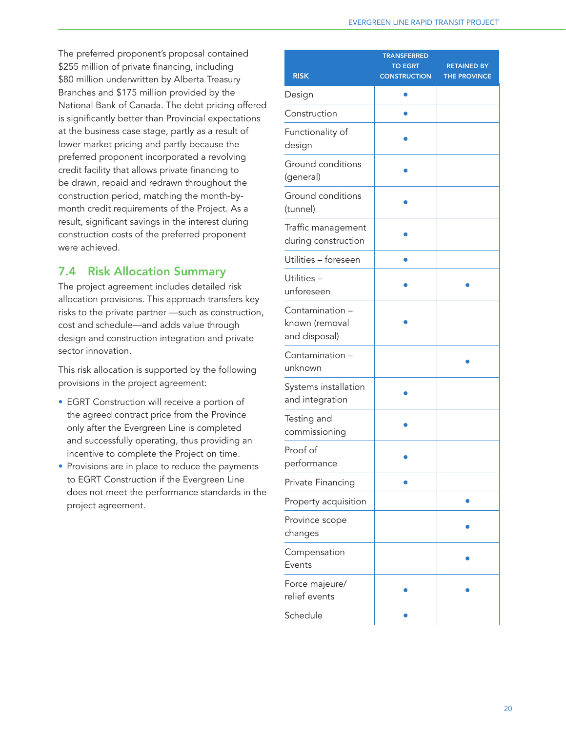The preferred proponent's proposal contained $255 million of private financing, including $80 million underwritten by Alberta Treasury Branches and $175 million provided by the National Bank of Canada. The debt pricing offered is significantly better than Provincial expectations at the business case stage, partly as a result of lower market pricing and partly because the preferred proponent incorporated a revolving credit facility that allows private financing to be drawn, repaid and redrawn throughout the construction period, matching the month-by-month credit requirements of the Project. As a result, significant savings in the interest during construction costs of the preferred proponent were achieved.

## 7.4 Risk Allocation Summary

The project agreement includes detailed risk allocation provisions. This approach transfers key risks to the private partner —such as construction, cost and schedule—and adds value through design and construction integration and private sector innovation.

This risk allocation is supported by the following provisions in the project agreement:

- EGRT Construction will receive a portion of the agreed contract price from the Province only after the Evergreen Line is completed and successfully operating, thus providing an incentive to complete the Project on time.
- Provisions are in place to reduce the payments to EGRT Construction if the Evergreen Line does not meet the performance standards in the project agreement.

| RISK | TRANSFERRED TO EGRT CONSTRUCTION | RETAINED BY THE PROVINCE |
|---|---|---|
| Design | • | |
| Construction | • | |
| Functionality of design | • | |
| Ground conditions (general) | • | |
| Ground conditions (tunnel) | • | |
| Traffic management during construction | • | |
| Utilities – foreseen | • | |
| Utilities – unforeseen | • | • |
| Contamination – known (removal and disposal) | • | |
| Contamination – unknown | | • |
| Systems installation and integration | • | |
| Testing and commissioning | • | |
| Proof of performance | • | |
| Private Financing | • | |
| Property acquisition | | • |
| Province scope changes | | • |
| Compensation Events | | • |
| Force majeure/ relief events | • | • |
| Schedule | • | |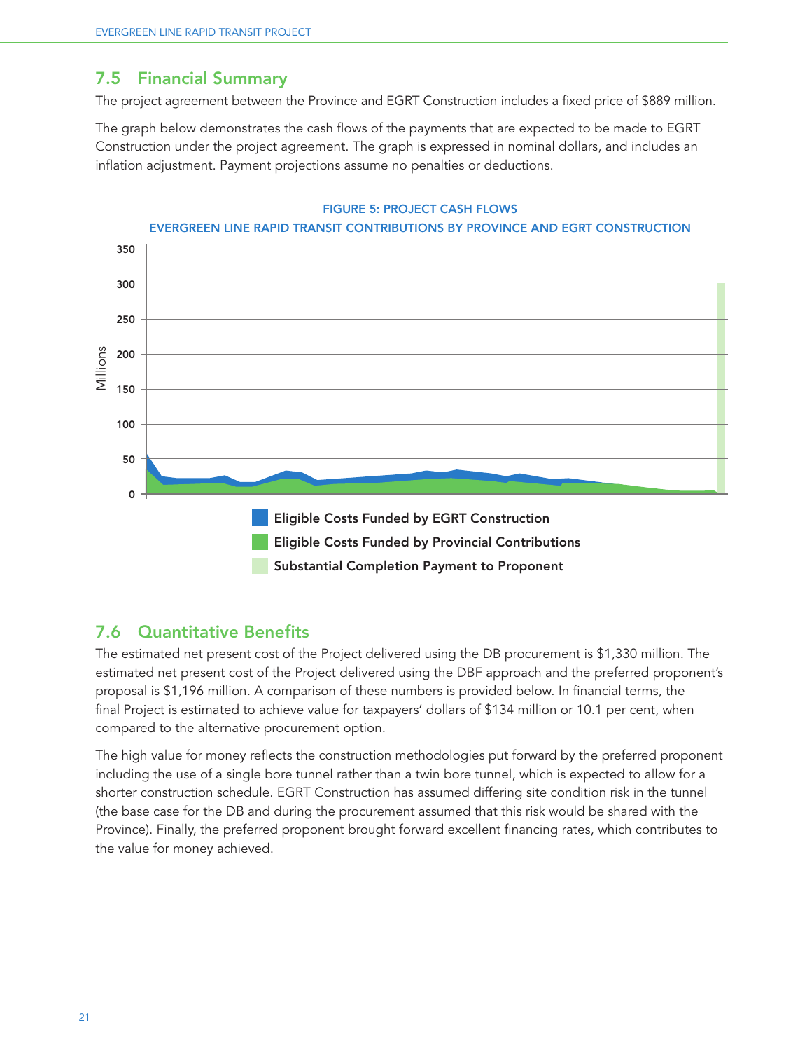## 7.5 Financial Summary

The project agreement between the Province and EGRT Construction includes a fixed price of $889 million.

The graph below demonstrates the cash flows of the payments that are expected to be made to EGRT Construction under the project agreement. The graph is expressed in nominal dollars, and includes an inflation adjustment. Payment projections assume no penalties or deductions.

FIGURE 5: PROJECT CASH FLOWS

EVERGREEN LINE RAPID TRANSIT CONTRIBUTIONS BY PROVINCE AND EGRT CONSTRUCTION

Millions

350
300
250
200
150
100
50
0

- Eligible Costs Funded by EGRT Construction
- Eligible Costs Funded by Provincial Contributions
- Substantial Completion Payment to Proponent

## 7.6 Quantitative Benefits

The estimated net present cost of the Project delivered using the DB procurement is $1,330 million. The estimated net present cost of the Project delivered using the DBF approach and the preferred proponent's proposal is $1,196 million. A comparison of these numbers is provided below. In financial terms, the final Project is estimated to achieve value for taxpayers' dollars of $134 million or 10.1 per cent, when compared to the alternative procurement option.

The high value for money reflects the construction methodologies put forward by the preferred proponent including the use of a single bore tunnel rather than a twin bore tunnel, which is expected to allow for a shorter construction schedule. EGRT Construction has assumed differing site condition risk in the tunnel (the base case for the DB and during the procurement assumed that this risk would be shared with the Province). Finally, the preferred proponent brought forward excellent financing rates, which contributes to the value for money achieved.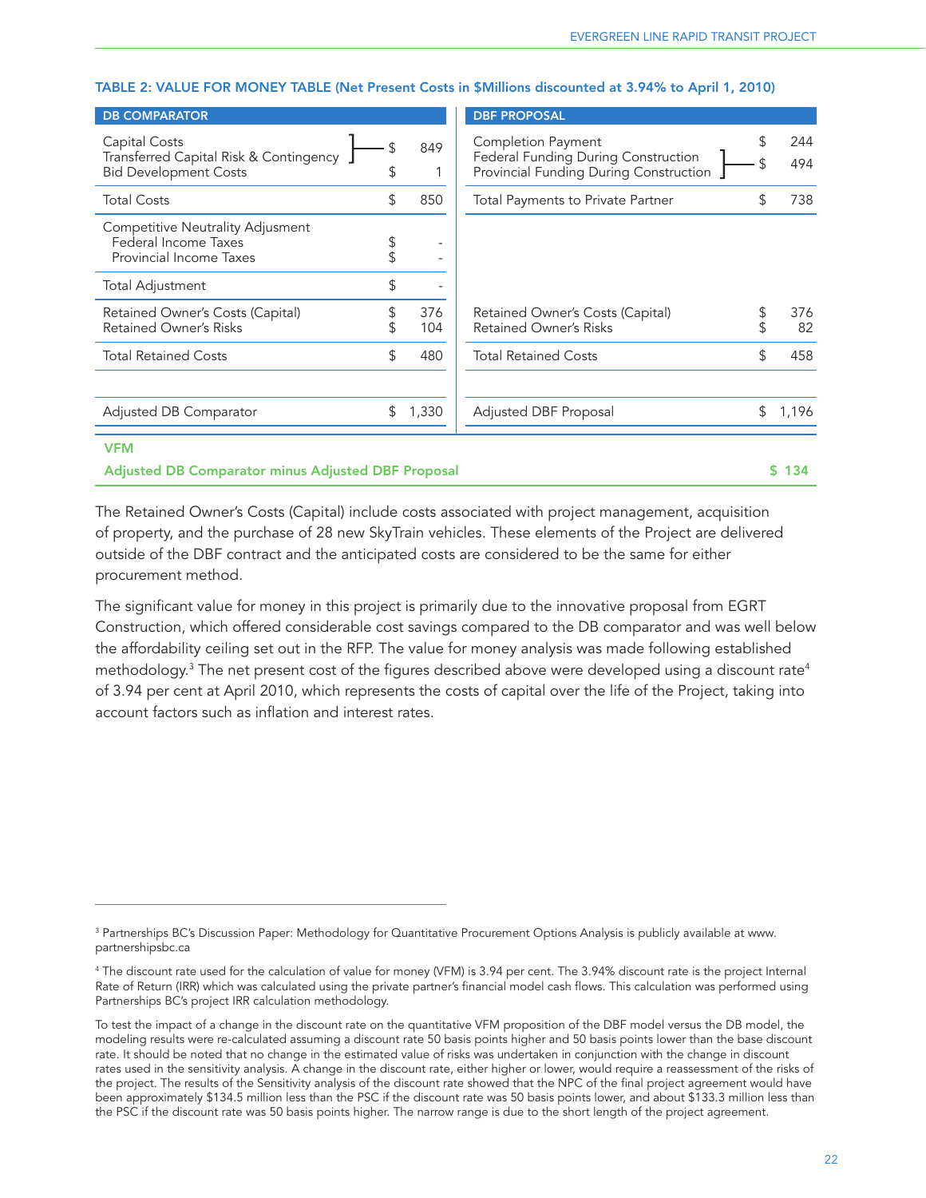**TABLE 2: VALUE FOR MONEY TABLE (Net Present Costs in $Millions discounted at 3.94% to April 1, 2010)**

| DB COMPARATOR | | DBF PROPOSAL | |
|---|---|---|---|
| Capital Costs<br>Transferred Capital Risk & Contingency | $ 849 | Completion Payment | $ 244 |
| Bid Development Costs | $ 1 | Federal Funding During Construction<br>Provincial Funding During Construction | $ 494 |
| Total Costs | $ 850 | Total Payments to Private Partner | $ 738 |
| Competitive Neutrality Adjusment | | | |
| Federal Income Taxes | $ - | | |
| Provincial Income Taxes | $ - | | |
| Total Adjustment | $ - | | |
| Retained Owner's Costs (Capital) | $ 376 | Retained Owner's Costs (Capital) | $ 376 |
| Retained Owner's Risks | $ 104 | Retained Owner's Risks | $ 82 |
| Total Retained Costs | $ 480 | Total Retained Costs | $ 458 |
| Adjusted DB Comparator | $ 1,330 | Adjusted DBF Proposal | $ 1,196 |
| **VFM** | | | |
| **Adjusted DB Comparator minus Adjusted DBF Proposal** | | | **$ 134** |

The Retained Owner's Costs (Capital) include costs associated with project management, acquisition of property, and the purchase of 28 new SkyTrain vehicles. These elements of the Project are delivered outside of the DBF contract and the anticipated costs are considered to be the same for either procurement method.

The significant value for money in this project is primarily due to the innovative proposal from EGRT Construction, which offered considerable cost savings compared to the DB comparator and was well below the affordability ceiling set out in the RFP. The value for money analysis was made following established methodology.[3] The net present cost of the figures described above were developed using a discount rate[4] of 3.94 per cent at April 2010, which represents the costs of capital over the life of the Project, taking into account factors such as inflation and interest rates.

---

[3] Partnerships BC's Discussion Paper: Methodology for Quantitative Procurement Options Analysis is publicly available at www.partnershipsbc.ca

[4] The discount rate used for the calculation of value for money (VFM) is 3.94 per cent. The 3.94% discount rate is the project Internal Rate of Return (IRR) which was calculated using the private partner's financial model cash flows. This calculation was performed using Partnerships BC's project IRR calculation methodology.

To test the impact of a change in the discount rate on the quantitative VFM proposition of the DBF model versus the DB model, the modeling results were re-calculated assuming a discount rate 50 basis points higher and 50 basis points lower than the base discount rate. It should be noted that no change in the estimated value of risks was undertaken in conjunction with the change in discount rates used in the sensitivity analysis. A change in the discount rate, either higher or lower, would require a reassessment of the risks of the project. The results of the Sensitivity analysis of the discount rate showed that the NPC of the final project agreement would have been approximately $134.5 million less than the PSC if the discount rate was 50 basis points lower, and about $133.3 million less than the PSC if the discount rate was 50 basis points higher. The narrow range is due to the short length of the project agreement.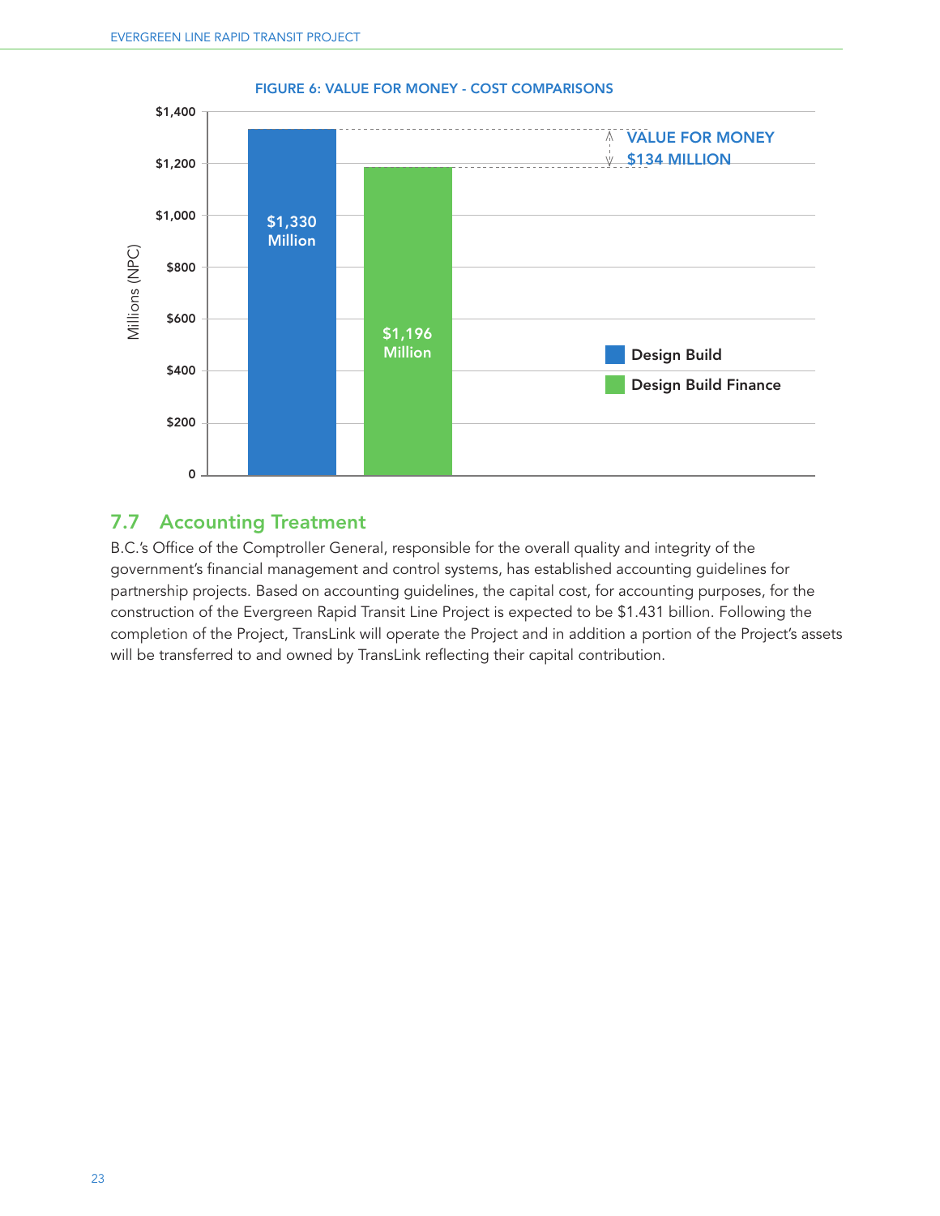FIGURE 6: VALUE FOR MONEY - COST COMPARISONS

| | Millions (NPC) |
|---|---|
| Design Build | $1,330 Million |
| Design Build Finance | $1,196 Million |

VALUE FOR MONEY $134 MILLION

## 7.7 Accounting Treatment

B.C.'s Office of the Comptroller General, responsible for the overall quality and integrity of the government's financial management and control systems, has established accounting guidelines for partnership projects. Based on accounting guidelines, the capital cost, for accounting purposes, for the construction of the Evergreen Rapid Transit Line Project is expected to be $1.431 billion. Following the completion of the Project, TransLink will operate the Project and in addition a portion of the Project's assets will be transferred to and owned by TransLink reflecting their capital contribution.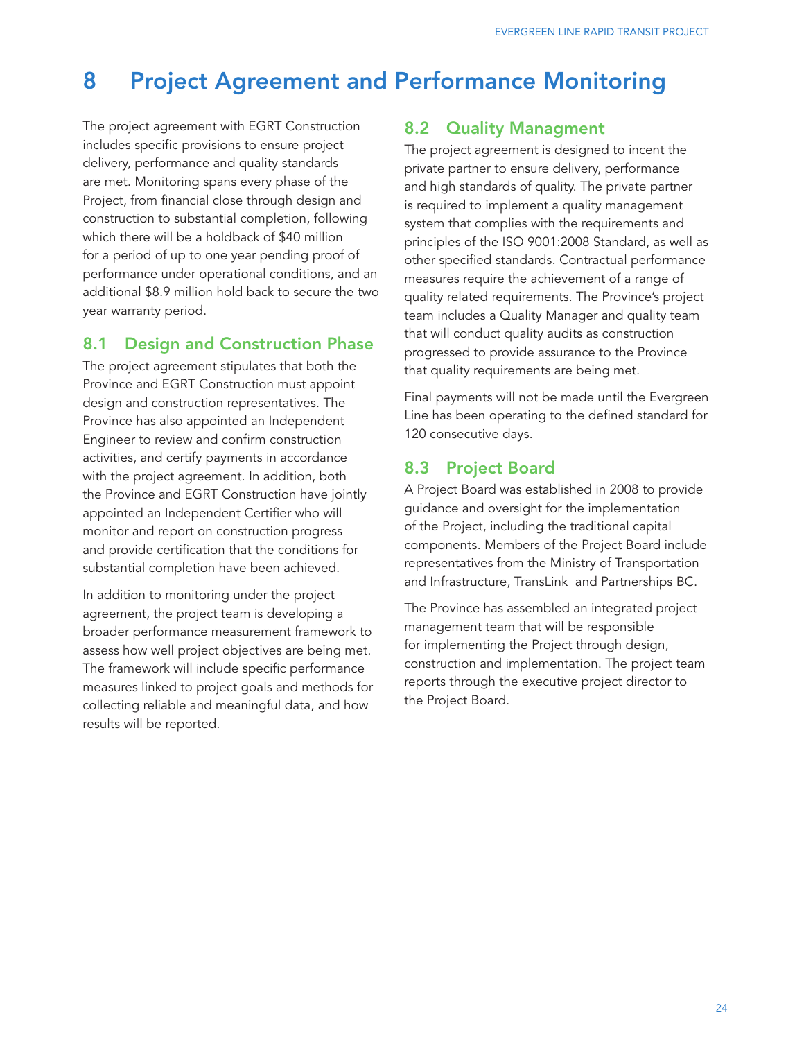# 8 Project Agreement and Performance Monitoring

The project agreement with EGRT Construction includes specific provisions to ensure project delivery, performance and quality standards are met. Monitoring spans every phase of the Project, from financial close through design and construction to substantial completion, following which there will be a holdback of $40 million for a period of up to one year pending proof of performance under operational conditions, and an additional $8.9 million hold back to secure the two year warranty period.

## 8.1 Design and Construction Phase

The project agreement stipulates that both the Province and EGRT Construction must appoint design and construction representatives. The Province has also appointed an Independent Engineer to review and confirm construction activities, and certify payments in accordance with the project agreement. In addition, both the Province and EGRT Construction have jointly appointed an Independent Certifier who will monitor and report on construction progress and provide certification that the conditions for substantial completion have been achieved.

In addition to monitoring under the project agreement, the project team is developing a broader performance measurement framework to assess how well project objectives are being met. The framework will include specific performance measures linked to project goals and methods for collecting reliable and meaningful data, and how results will be reported.

## 8.2 Quality Managment

The project agreement is designed to incent the private partner to ensure delivery, performance and high standards of quality. The private partner is required to implement a quality management system that complies with the requirements and principles of the ISO 9001:2008 Standard, as well as other specified standards. Contractual performance measures require the achievement of a range of quality related requirements. The Province's project team includes a Quality Manager and quality team that will conduct quality audits as construction progressed to provide assurance to the Province that quality requirements are being met.

Final payments will not be made until the Evergreen Line has been operating to the defined standard for 120 consecutive days.

## 8.3 Project Board

A Project Board was established in 2008 to provide guidance and oversight for the implementation of the Project, including the traditional capital components. Members of the Project Board include representatives from the Ministry of Transportation and Infrastructure, TransLink and Partnerships BC.

The Province has assembled an integrated project management team that will be responsible for implementing the Project through design, construction and implementation. The project team reports through the executive project director to the Project Board.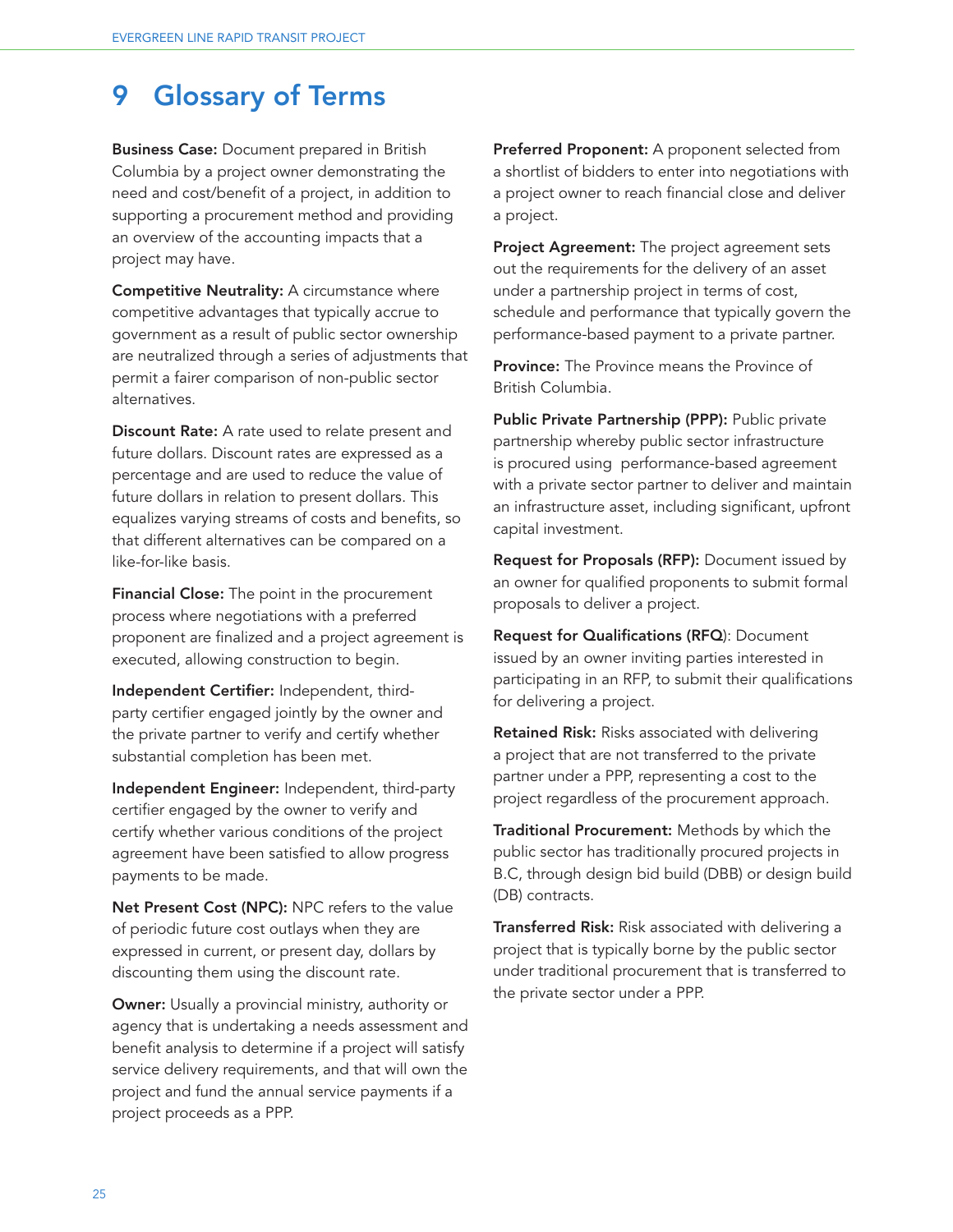# 9 Glossary of Terms

**Business Case:** Document prepared in British Columbia by a project owner demonstrating the need and cost/benefit of a project, in addition to supporting a procurement method and providing an overview of the accounting impacts that a project may have.

**Competitive Neutrality:** A circumstance where competitive advantages that typically accrue to government as a result of public sector ownership are neutralized through a series of adjustments that permit a fairer comparison of non-public sector alternatives.

**Discount Rate:** A rate used to relate present and future dollars. Discount rates are expressed as a percentage and are used to reduce the value of future dollars in relation to present dollars. This equalizes varying streams of costs and benefits, so that different alternatives can be compared on a like-for-like basis.

**Financial Close:** The point in the procurement process where negotiations with a preferred proponent are finalized and a project agreement is executed, allowing construction to begin.

**Independent Certifier:** Independent, third-party certifier engaged jointly by the owner and the private partner to verify and certify whether substantial completion has been met.

**Independent Engineer:** Independent, third-party certifier engaged by the owner to verify and certify whether various conditions of the project agreement have been satisfied to allow progress payments to be made.

**Net Present Cost (NPC):** NPC refers to the value of periodic future cost outlays when they are expressed in current, or present day, dollars by discounting them using the discount rate.

**Owner:** Usually a provincial ministry, authority or agency that is undertaking a needs assessment and benefit analysis to determine if a project will satisfy service delivery requirements, and that will own the project and fund the annual service payments if a project proceeds as a PPP.

**Preferred Proponent:** A proponent selected from a shortlist of bidders to enter into negotiations with a project owner to reach financial close and deliver a project.

**Project Agreement:** The project agreement sets out the requirements for the delivery of an asset under a partnership project in terms of cost, schedule and performance that typically govern the performance-based payment to a private partner.

**Province:** The Province means the Province of British Columbia.

**Public Private Partnership (PPP):** Public private partnership whereby public sector infrastructure is procured using performance-based agreement with a private sector partner to deliver and maintain an infrastructure asset, including significant, upfront capital investment.

**Request for Proposals (RFP):** Document issued by an owner for qualified proponents to submit formal proposals to deliver a project.

**Request for Qualifications (RFQ)**: Document issued by an owner inviting parties interested in participating in an RFP, to submit their qualifications for delivering a project.

**Retained Risk:** Risks associated with delivering a project that are not transferred to the private partner under a PPP, representing a cost to the project regardless of the procurement approach.

**Traditional Procurement:** Methods by which the public sector has traditionally procured projects in B.C, through design bid build (DBB) or design build (DB) contracts.

**Transferred Risk:** Risk associated with delivering a project that is typically borne by the public sector under traditional procurement that is transferred to the private sector under a PPP.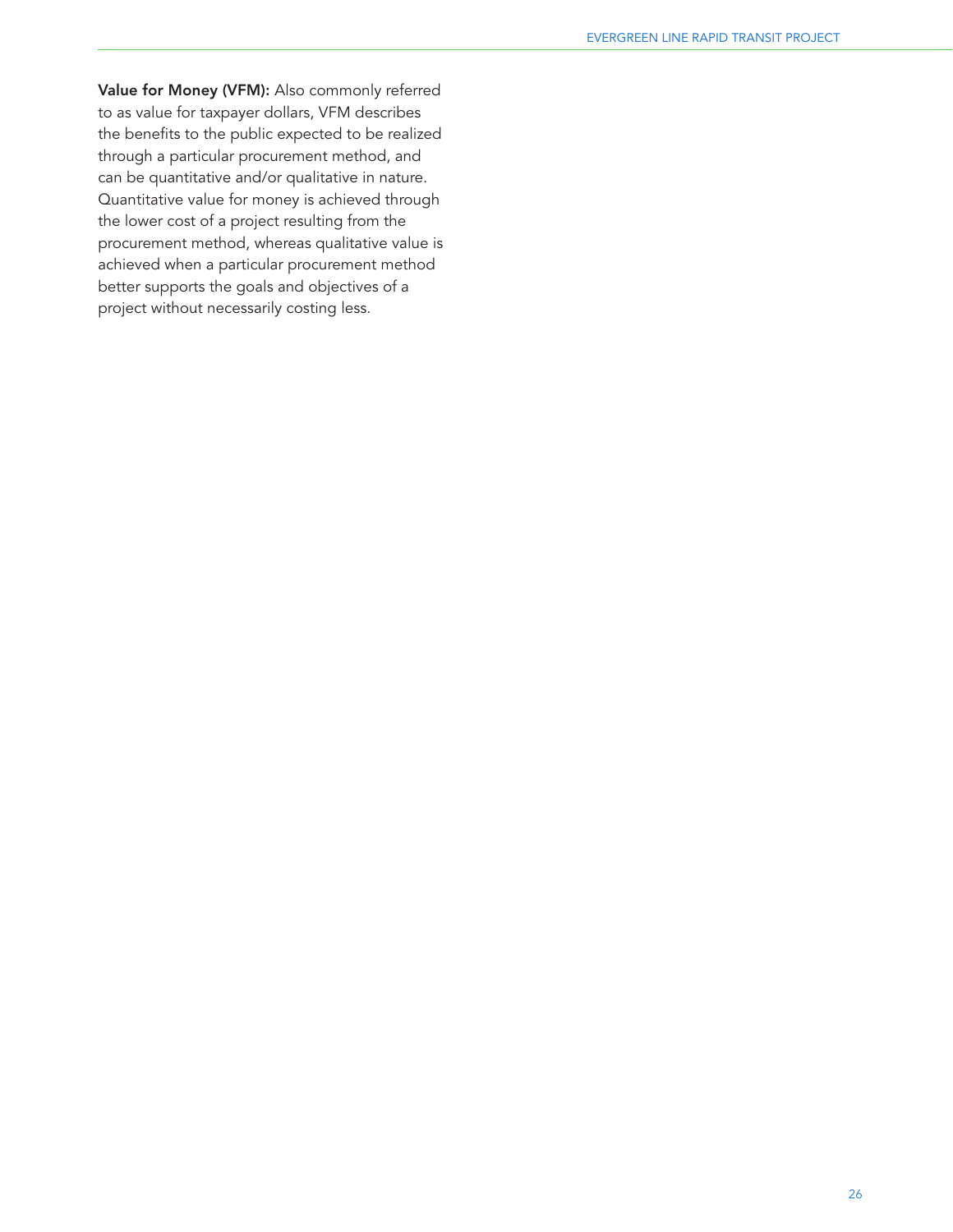**Value for Money (VFM):** Also commonly referred to as value for taxpayer dollars, VFM describes the benefits to the public expected to be realized through a particular procurement method, and can be quantitative and/or qualitative in nature. Quantitative value for money is achieved through the lower cost of a project resulting from the procurement method, whereas qualitative value is achieved when a particular procurement method better supports the goals and objectives of a project without necessarily costing less.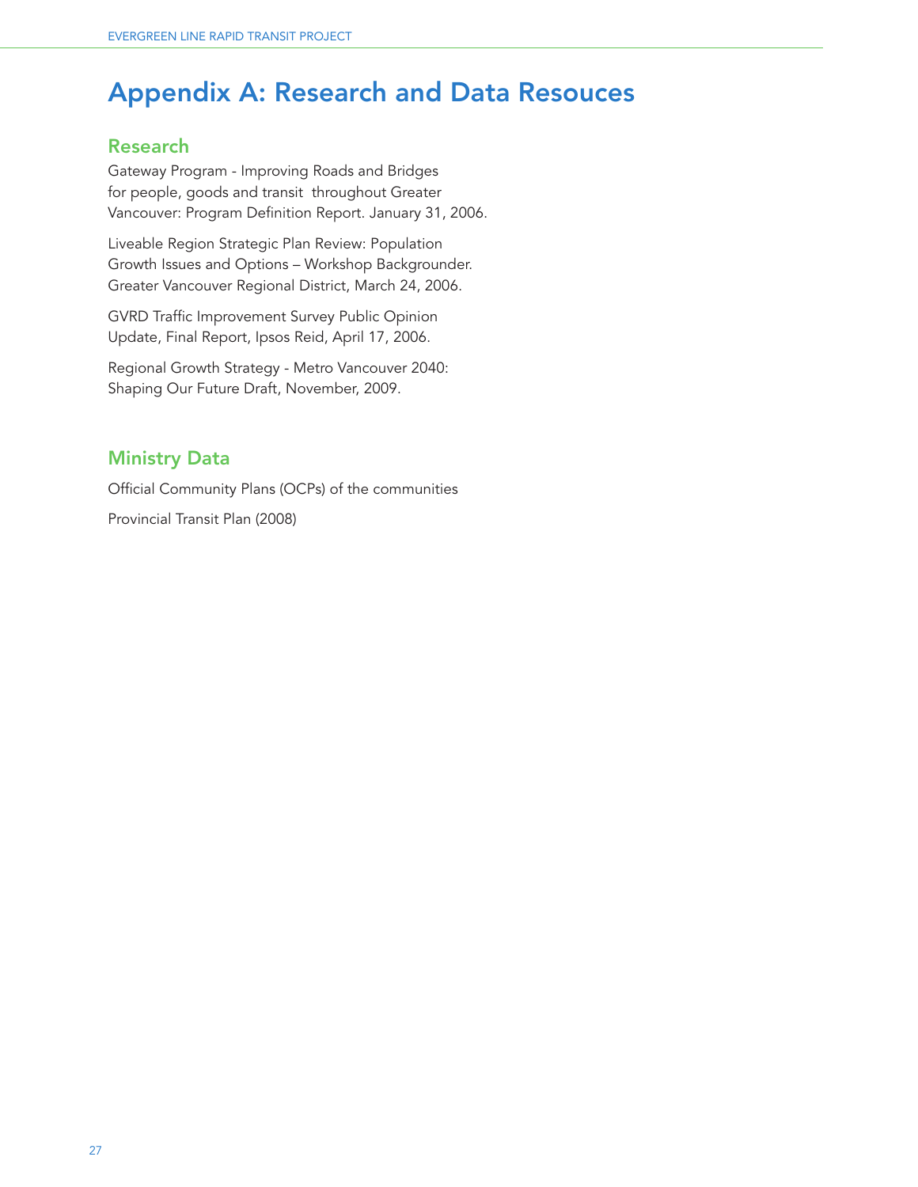# Appendix A: Research and Data Resouces

## Research

Gateway Program - Improving Roads and Bridges for people, goods and transit throughout Greater Vancouver: Program Definition Report. January 31, 2006.

Liveable Region Strategic Plan Review: Population Growth Issues and Options – Workshop Backgrounder. Greater Vancouver Regional District, March 24, 2006.

GVRD Traffic Improvement Survey Public Opinion Update, Final Report, Ipsos Reid, April 17, 2006.

Regional Growth Strategy - Metro Vancouver 2040: Shaping Our Future Draft, November, 2009.

## Ministry Data

Official Community Plans (OCPs) of the communities

Provincial Transit Plan (2008)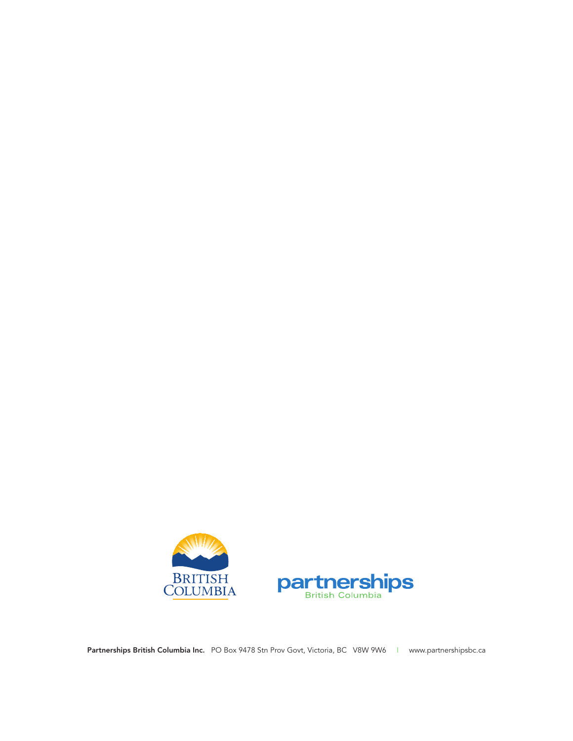BRITISH COLUMBIA

partnerships
British Columbia

**Partnerships British Columbia Inc.** PO Box 9478 Stn Prov Govt, Victoria, BC V8W 9W6 | www.partnershipsbc.ca